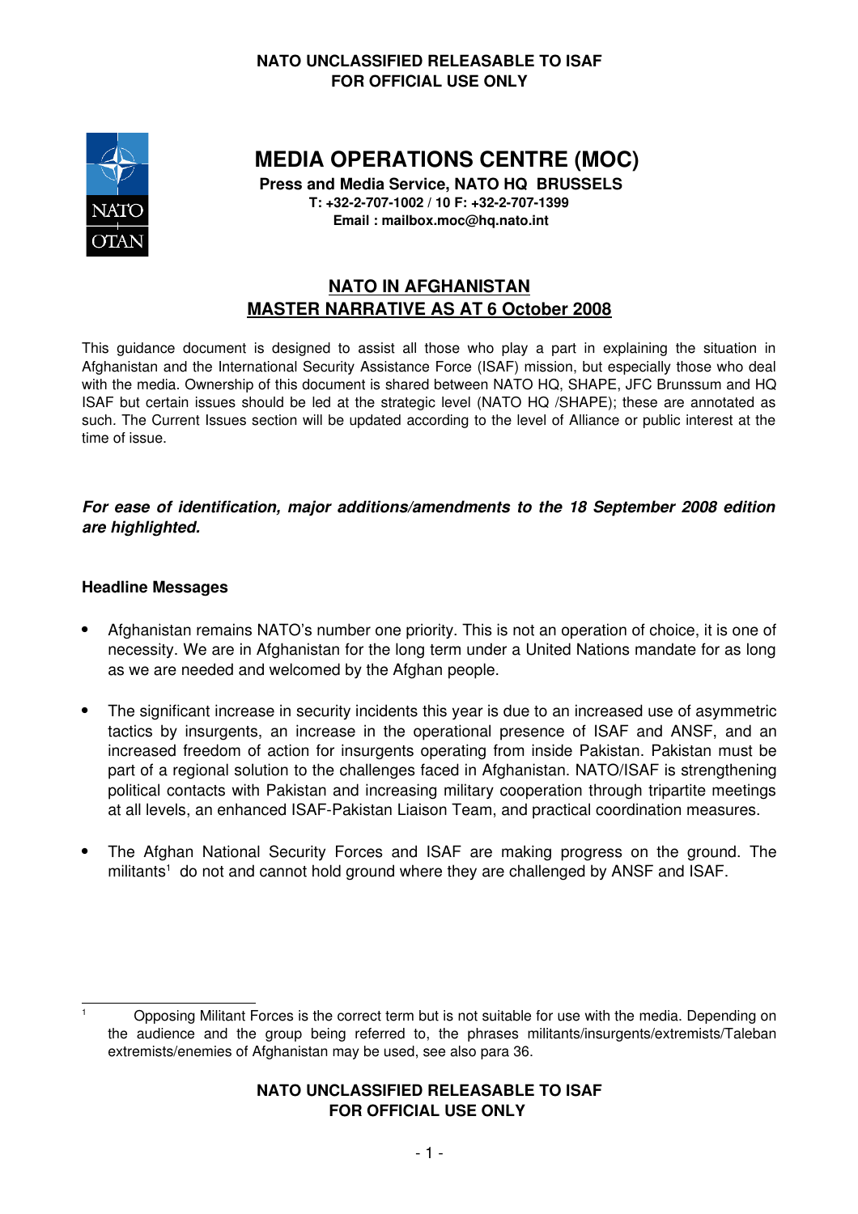# MEDIA OPERATIONS CENTRE (MOC)

**Press and Media Service, NATO HQ BRUSSELS**
**T: +32-2-707-1002 / 10 F: +32-2-707-1399**
**Email : mailbox.moc@hq.nato.int**

## NATO IN AFGHANISTAN
## MASTER NARRATIVE AS AT 6 October 2008

This guidance document is designed to assist all those who play a part in explaining the situation in Afghanistan and the International Security Assistance Force (ISAF) mission, but especially those who deal with the media. Ownership of this document is shared between NATO HQ, SHAPE, JFC Brunssum and HQ ISAF but certain issues should be led at the strategic level (NATO HQ /SHAPE); these are annotated as such. The Current Issues section will be updated according to the level of Alliance or public interest at the time of issue.

***For ease of identification, major additions/amendments to the 18 September 2008 edition are highlighted.***

### Headline Messages

- Afghanistan remains NATO's number one priority. This is not an operation of choice, it is one of necessity. We are in Afghanistan for the long term under a United Nations mandate for as long as we are needed and welcomed by the Afghan people.

- The significant increase in security incidents this year is due to an increased use of asymmetric tactics by insurgents, an increase in the operational presence of ISAF and ANSF, and an increased freedom of action for insurgents operating from inside Pakistan. Pakistan must be part of a regional solution to the challenges faced in Afghanistan. NATO/ISAF is strengthening political contacts with Pakistan and increasing military cooperation through tripartite meetings at all levels, an enhanced ISAF-Pakistan Liaison Team, and practical coordination measures.

- The Afghan National Security Forces and ISAF are making progress on the ground. The militants[1] do not and cannot hold ground where they are challenged by ANSF and ISAF.

[1] Opposing Militant Forces is the correct term but is not suitable for use with the media. Depending on the audience and the group being referred to, the phrases militants/insurgents/extremists/Taleban extremists/enemies of Afghanistan may be used, see also para 36.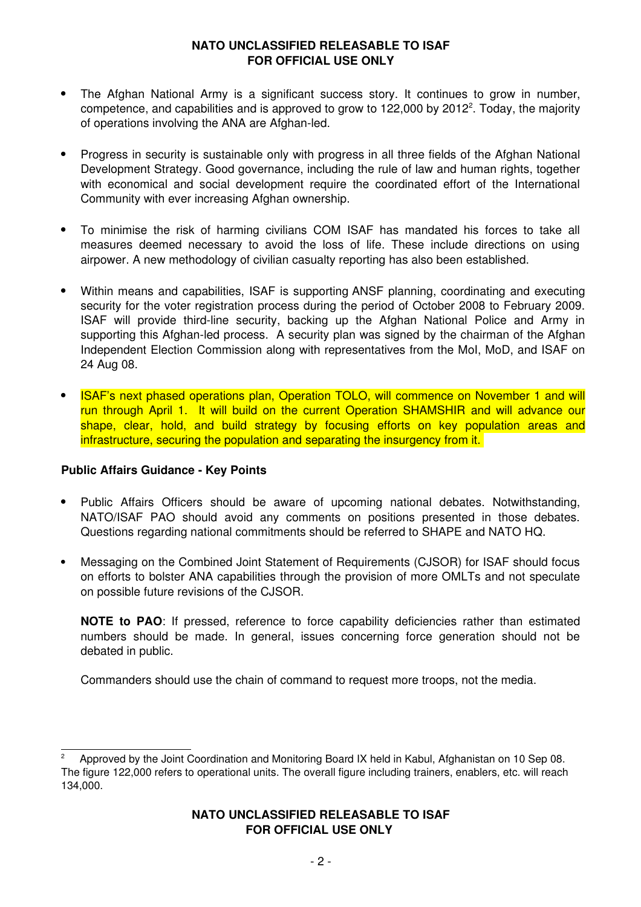- The Afghan National Army is a significant success story. It continues to grow in number, competence, and capabilities and is approved to grow to 122,000 by 2012[2]. Today, the majority of operations involving the ANA are Afghan-led.

- Progress in security is sustainable only with progress in all three fields of the Afghan National Development Strategy. Good governance, including the rule of law and human rights, together with economical and social development require the coordinated effort of the International Community with ever increasing Afghan ownership.

- To minimise the risk of harming civilians COM ISAF has mandated his forces to take all measures deemed necessary to avoid the loss of life. These include directions on using airpower. A new methodology of civilian casualty reporting has also been established.

- Within means and capabilities, ISAF is supporting ANSF planning, coordinating and executing security for the voter registration process during the period of October 2008 to February 2009. ISAF will provide third-line security, backing up the Afghan National Police and Army in supporting this Afghan-led process. A security plan was signed by the chairman of the Afghan Independent Election Commission along with representatives from the MoI, MoD, and ISAF on 24 Aug 08.

- ISAF's next phased operations plan, Operation TOLO, will commence on November 1 and will run through April 1. It will build on the current Operation SHAMSHIR and will advance our shape, clear, hold, and build strategy by focusing efforts on key population areas and infrastructure, securing the population and separating the insurgency from it.

**Public Affairs Guidance - Key Points**

- Public Affairs Officers should be aware of upcoming national debates. Notwithstanding, NATO/ISAF PAO should avoid any comments on positions presented in those debates. Questions regarding national commitments should be referred to SHAPE and NATO HQ.

- Messaging on the Combined Joint Statement of Requirements (CJSOR) for ISAF should focus on efforts to bolster ANA capabilities through the provision of more OMLTs and not speculate on possible future revisions of the CJSOR.

  **NOTE to PAO**: If pressed, reference to force capability deficiencies rather than estimated numbers should be made. In general, issues concerning force generation should not be debated in public.

  Commanders should use the chain of command to request more troops, not the media.

---

[2] Approved by the Joint Coordination and Monitoring Board IX held in Kabul, Afghanistan on 10 Sep 08. The figure 122,000 refers to operational units. The overall figure including trainers, enablers, etc. will reach 134,000.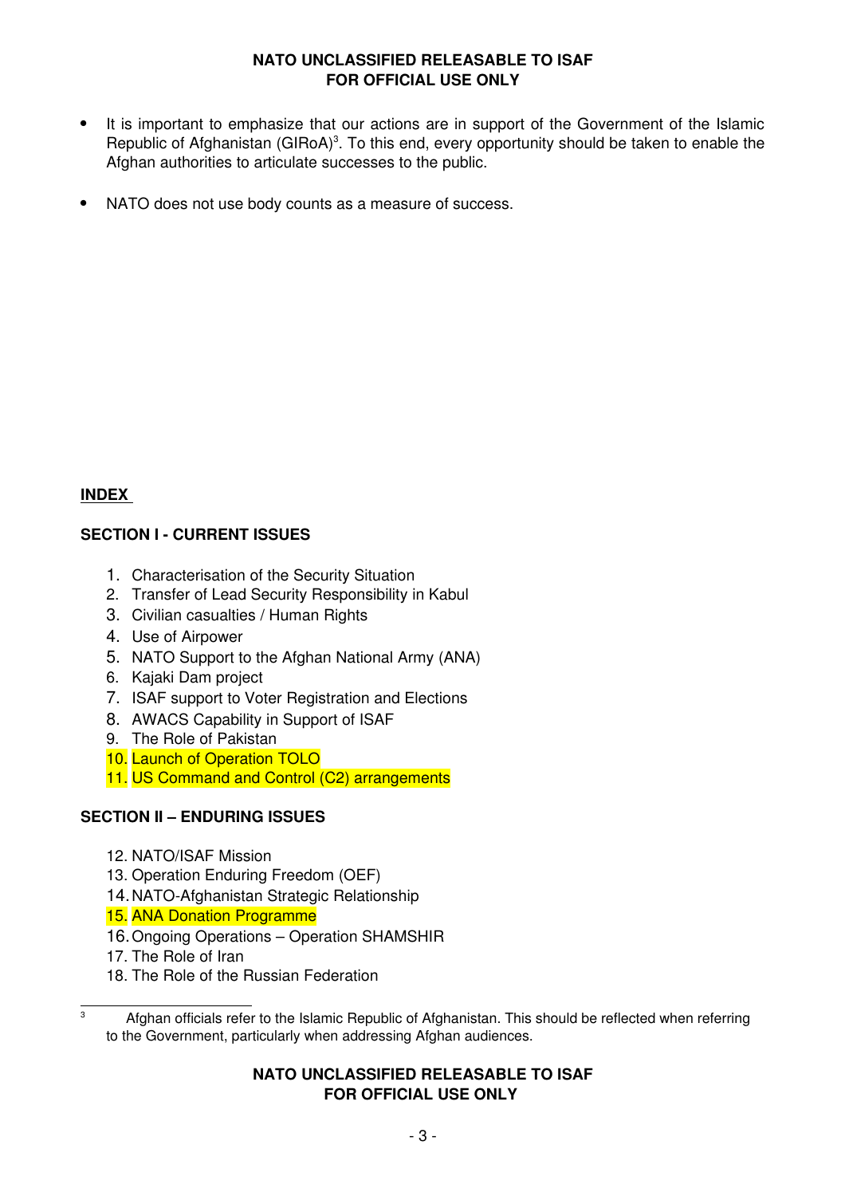- It is important to emphasize that our actions are in support of the Government of the Islamic Republic of Afghanistan (GIRoA)[3]. To this end, every opportunity should be taken to enable the Afghan authorities to articulate successes to the public.

- NATO does not use body counts as a measure of success.

**INDEX**

**SECTION I - CURRENT ISSUES**

1. Characterisation of the Security Situation
2. Transfer of Lead Security Responsibility in Kabul
3. Civilian casualties / Human Rights
4. Use of Airpower
5. NATO Support to the Afghan National Army (ANA)
6. Kajaki Dam project
7. ISAF support to Voter Registration and Elections
8. AWACS Capability in Support of ISAF
9. The Role of Pakistan
10. Launch of Operation TOLO
11. US Command and Control (C2) arrangements

**SECTION II – ENDURING ISSUES**

12. NATO/ISAF Mission
13. Operation Enduring Freedom (OEF)
14. NATO-Afghanistan Strategic Relationship
15. ANA Donation Programme
16. Ongoing Operations – Operation SHAMSHIR
17. The Role of Iran
18. The Role of the Russian Federation

[3] Afghan officials refer to the Islamic Republic of Afghanistan. This should be reflected when referring to the Government, particularly when addressing Afghan audiences.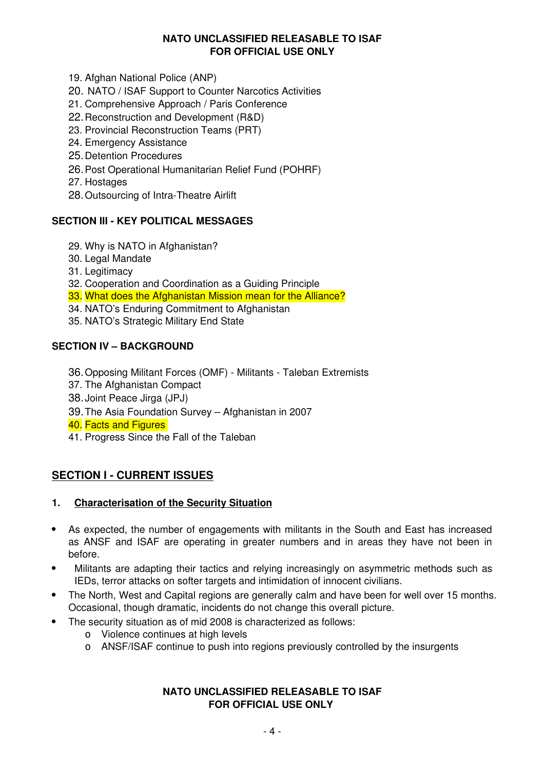19. Afghan National Police (ANP)
20. NATO / ISAF Support to Counter Narcotics Activities
21. Comprehensive Approach / Paris Conference
22. Reconstruction and Development (R&D)
23. Provincial Reconstruction Teams (PRT)
24. Emergency Assistance
25. Detention Procedures
26. Post Operational Humanitarian Relief Fund (POHRF)
27. Hostages
28. Outsourcing of Intra-Theatre Airlift

**SECTION III - KEY POLITICAL MESSAGES**

29. Why is NATO in Afghanistan?
30. Legal Mandate
31. Legitimacy
32. Cooperation and Coordination as a Guiding Principle
33. What does the Afghanistan Mission mean for the Alliance?
34. NATO's Enduring Commitment to Afghanistan
35. NATO's Strategic Military End State

**SECTION IV – BACKGROUND**

36. Opposing Militant Forces (OMF) - Militants - Taleban Extremists
37. The Afghanistan Compact
38. Joint Peace Jirga (JPJ)
39. The Asia Foundation Survey – Afghanistan in 2007
40. Facts and Figures
41. Progress Since the Fall of the Taleban

## SECTION I - CURRENT ISSUES

### 1. Characterisation of the Security Situation

- As expected, the number of engagements with militants in the South and East has increased as ANSF and ISAF are operating in greater numbers and in areas they have not been in before.
- Militants are adapting their tactics and relying increasingly on asymmetric methods such as IEDs, terror attacks on softer targets and intimidation of innocent civilians.
- The North, West and Capital regions are generally calm and have been for well over 15 months. Occasional, though dramatic, incidents do not change this overall picture.
- The security situation as of mid 2008 is characterized as follows:
    - Violence continues at high levels
    - ANSF/ISAF continue to push into regions previously controlled by the insurgents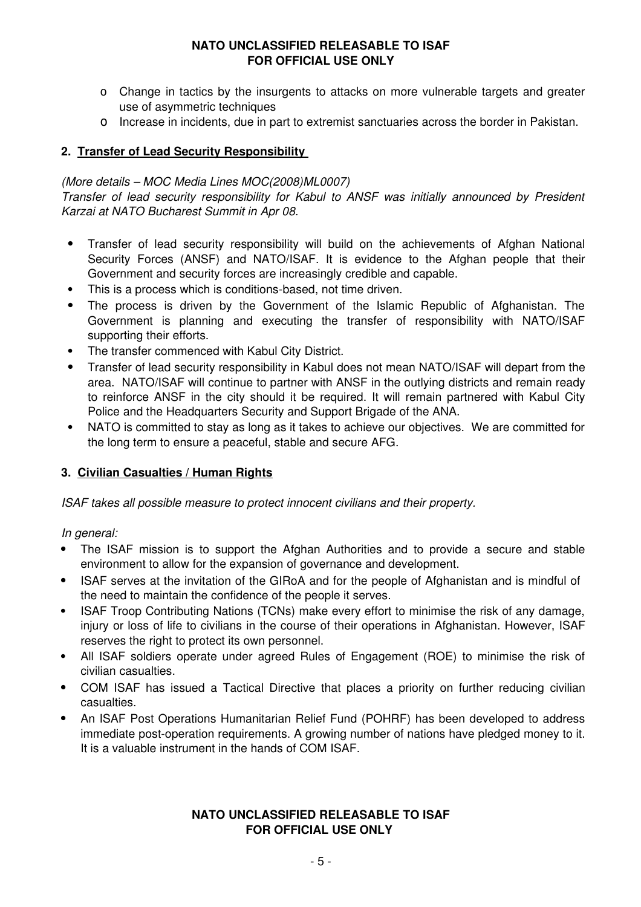- Change in tactics by the insurgents to attacks on more vulnerable targets and greater use of asymmetric techniques
- Increase in incidents, due in part to extremist sanctuaries across the border in Pakistan.

## 2. Transfer of Lead Security Responsibility

*(More details – MOC Media Lines MOC(2008)ML0007)*
*Transfer of lead security responsibility for Kabul to ANSF was initially announced by President Karzai at NATO Bucharest Summit in Apr 08.*

- Transfer of lead security responsibility will build on the achievements of Afghan National Security Forces (ANSF) and NATO/ISAF. It is evidence to the Afghan people that their Government and security forces are increasingly credible and capable.
- This is a process which is conditions-based, not time driven.
- The process is driven by the Government of the Islamic Republic of Afghanistan. The Government is planning and executing the transfer of responsibility with NATO/ISAF supporting their efforts.
- The transfer commenced with Kabul City District.
- Transfer of lead security responsibility in Kabul does not mean NATO/ISAF will depart from the area. NATO/ISAF will continue to partner with ANSF in the outlying districts and remain ready to reinforce ANSF in the city should it be required. It will remain partnered with Kabul City Police and the Headquarters Security and Support Brigade of the ANA.
- NATO is committed to stay as long as it takes to achieve our objectives. We are committed for the long term to ensure a peaceful, stable and secure AFG.

## 3. Civilian Casualties / Human Rights

*ISAF takes all possible measure to protect innocent civilians and their property.*

*In general:*

- The ISAF mission is to support the Afghan Authorities and to provide a secure and stable environment to allow for the expansion of governance and development.
- ISAF serves at the invitation of the GIRoA and for the people of Afghanistan and is mindful of the need to maintain the confidence of the people it serves.
- ISAF Troop Contributing Nations (TCNs) make every effort to minimise the risk of any damage, injury or loss of life to civilians in the course of their operations in Afghanistan. However, ISAF reserves the right to protect its own personnel.
- All ISAF soldiers operate under agreed Rules of Engagement (ROE) to minimise the risk of civilian casualties.
- COM ISAF has issued a Tactical Directive that places a priority on further reducing civilian casualties.
- An ISAF Post Operations Humanitarian Relief Fund (POHRF) has been developed to address immediate post-operation requirements. A growing number of nations have pledged money to it. It is a valuable instrument in the hands of COM ISAF.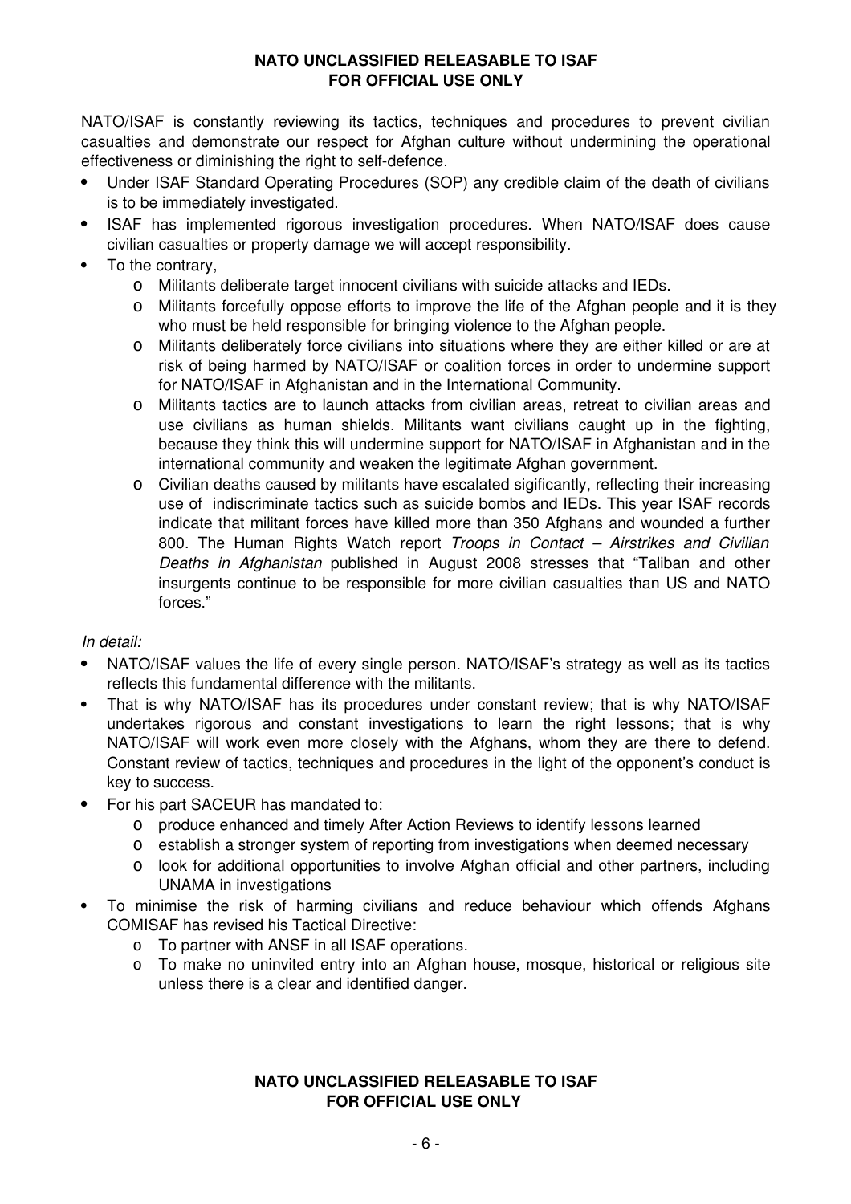NATO/ISAF is constantly reviewing its tactics, techniques and procedures to prevent civilian casualties and demonstrate our respect for Afghan culture without undermining the operational effectiveness or diminishing the right to self-defence.

- Under ISAF Standard Operating Procedures (SOP) any credible claim of the death of civilians is to be immediately investigated.
- ISAF has implemented rigorous investigation procedures. When NATO/ISAF does cause civilian casualties or property damage we will accept responsibility.
- To the contrary,
  - Militants deliberate target innocent civilians with suicide attacks and IEDs.
  - Militants forcefully oppose efforts to improve the life of the Afghan people and it is they who must be held responsible for bringing violence to the Afghan people.
  - Militants deliberately force civilians into situations where they are either killed or are at risk of being harmed by NATO/ISAF or coalition forces in order to undermine support for NATO/ISAF in Afghanistan and in the International Community.
  - Militants tactics are to launch attacks from civilian areas, retreat to civilian areas and use civilians as human shields. Militants want civilians caught up in the fighting, because they think this will undermine support for NATO/ISAF in Afghanistan and in the international community and weaken the legitimate Afghan government.
  - Civilian deaths caused by militants have escalated sigificantly, reflecting their increasing use of indiscriminate tactics such as suicide bombs and IEDs. This year ISAF records indicate that militant forces have killed more than 350 Afghans and wounded a further 800. The Human Rights Watch report *Troops in Contact – Airstrikes and Civilian Deaths in Afghanistan* published in August 2008 stresses that "Taliban and other insurgents continue to be responsible for more civilian casualties than US and NATO forces."

*In detail:*

- NATO/ISAF values the life of every single person. NATO/ISAF's strategy as well as its tactics reflects this fundamental difference with the militants.
- That is why NATO/ISAF has its procedures under constant review; that is why NATO/ISAF undertakes rigorous and constant investigations to learn the right lessons; that is why NATO/ISAF will work even more closely with the Afghans, whom they are there to defend. Constant review of tactics, techniques and procedures in the light of the opponent's conduct is key to success.
- For his part SACEUR has mandated to:
  - produce enhanced and timely After Action Reviews to identify lessons learned
  - establish a stronger system of reporting from investigations when deemed necessary
  - look for additional opportunities to involve Afghan official and other partners, including UNAMA in investigations
- To minimise the risk of harming civilians and reduce behaviour which offends Afghans COMISAF has revised his Tactical Directive:
  - To partner with ANSF in all ISAF operations.
  - To make no uninvited entry into an Afghan house, mosque, historical or religious site unless there is a clear and identified danger.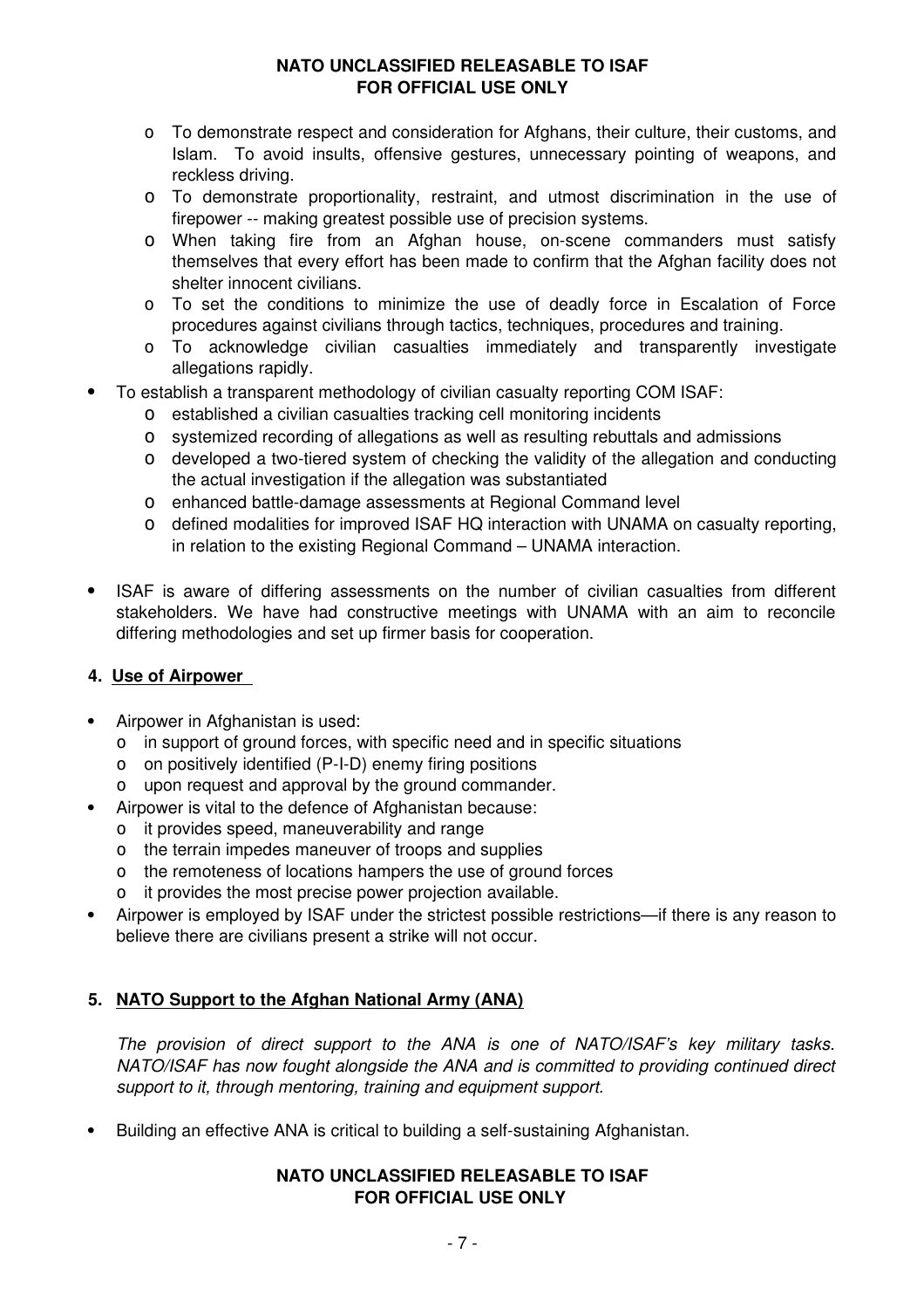- To demonstrate respect and consideration for Afghans, their culture, their customs, and Islam. To avoid insults, offensive gestures, unnecessary pointing of weapons, and reckless driving.
  - To demonstrate proportionality, restraint, and utmost discrimination in the use of firepower -- making greatest possible use of precision systems.
  - When taking fire from an Afghan house, on-scene commanders must satisfy themselves that every effort has been made to confirm that the Afghan facility does not shelter innocent civilians.
  - To set the conditions to minimize the use of deadly force in Escalation of Force procedures against civilians through tactics, techniques, procedures and training.
  - To acknowledge civilian casualties immediately and transparently investigate allegations rapidly.
- To establish a transparent methodology of civilian casualty reporting COM ISAF:
  - established a civilian casualties tracking cell monitoring incidents
  - systemized recording of allegations as well as resulting rebuttals and admissions
  - developed a two-tiered system of checking the validity of the allegation and conducting the actual investigation if the allegation was substantiated
  - enhanced battle-damage assessments at Regional Command level
  - defined modalities for improved ISAF HQ interaction with UNAMA on casualty reporting, in relation to the existing Regional Command – UNAMA interaction.
- ISAF is aware of differing assessments on the number of civilian casualties from different stakeholders. We have had constructive meetings with UNAMA with an aim to reconcile differing methodologies and set up firmer basis for cooperation.

## 4. Use of Airpower

- Airpower in Afghanistan is used:
  - in support of ground forces, with specific need and in specific situations
  - on positively identified (P-I-D) enemy firing positions
  - upon request and approval by the ground commander.
- Airpower is vital to the defence of Afghanistan because:
  - it provides speed, maneuverability and range
  - the terrain impedes maneuver of troops and supplies
  - the remoteness of locations hampers the use of ground forces
  - it provides the most precise power projection available.
- Airpower is employed by ISAF under the strictest possible restrictions—if there is any reason to believe there are civilians present a strike will not occur.

## 5. NATO Support to the Afghan National Army (ANA)

*The provision of direct support to the ANA is one of NATO/ISAF's key military tasks. NATO/ISAF has now fought alongside the ANA and is committed to providing continued direct support to it, through mentoring, training and equipment support.*

- Building an effective ANA is critical to building a self-sustaining Afghanistan.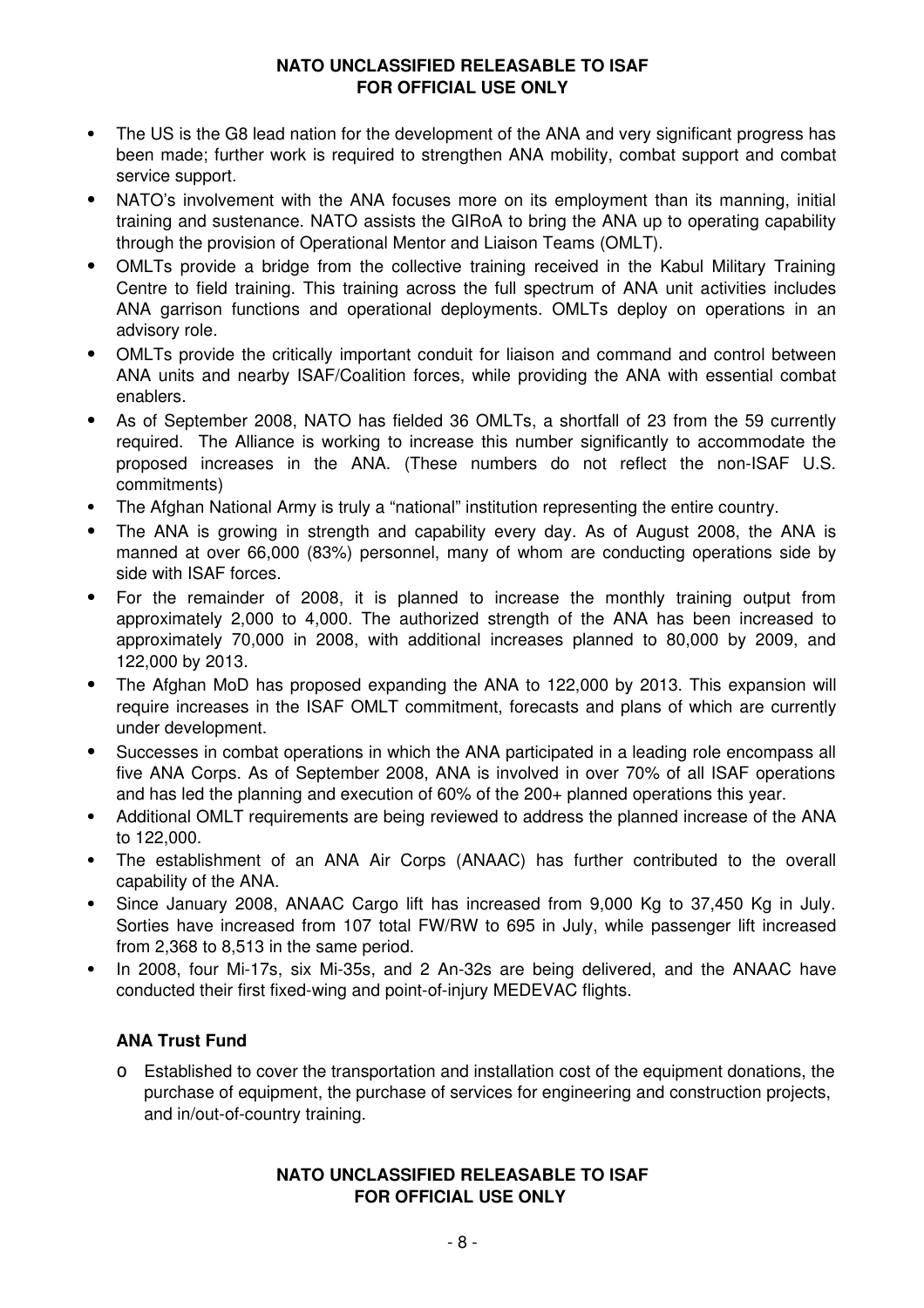- The US is the G8 lead nation for the development of the ANA and very significant progress has been made; further work is required to strengthen ANA mobility, combat support and combat service support.
- NATO's involvement with the ANA focuses more on its employment than its manning, initial training and sustenance. NATO assists the GIRoA to bring the ANA up to operating capability through the provision of Operational Mentor and Liaison Teams (OMLT).
- OMLTs provide a bridge from the collective training received in the Kabul Military Training Centre to field training. This training across the full spectrum of ANA unit activities includes ANA garrison functions and operational deployments. OMLTs deploy on operations in an advisory role.
- OMLTs provide the critically important conduit for liaison and command and control between ANA units and nearby ISAF/Coalition forces, while providing the ANA with essential combat enablers.
- As of September 2008, NATO has fielded 36 OMLTs, a shortfall of 23 from the 59 currently required. The Alliance is working to increase this number significantly to accommodate the proposed increases in the ANA. (These numbers do not reflect the non-ISAF U.S. commitments)
- The Afghan National Army is truly a "national" institution representing the entire country.
- The ANA is growing in strength and capability every day. As of August 2008, the ANA is manned at over 66,000 (83%) personnel, many of whom are conducting operations side by side with ISAF forces.
- For the remainder of 2008, it is planned to increase the monthly training output from approximately 2,000 to 4,000. The authorized strength of the ANA has been increased to approximately 70,000 in 2008, with additional increases planned to 80,000 by 2009, and 122,000 by 2013.
- The Afghan MoD has proposed expanding the ANA to 122,000 by 2013. This expansion will require increases in the ISAF OMLT commitment, forecasts and plans of which are currently under development.
- Successes in combat operations in which the ANA participated in a leading role encompass all five ANA Corps. As of September 2008, ANA is involved in over 70% of all ISAF operations and has led the planning and execution of 60% of the 200+ planned operations this year.
- Additional OMLT requirements are being reviewed to address the planned increase of the ANA to 122,000.
- The establishment of an ANA Air Corps (ANAAC) has further contributed to the overall capability of the ANA.
- Since January 2008, ANAAC Cargo lift has increased from 9,000 Kg to 37,450 Kg in July. Sorties have increased from 107 total FW/RW to 695 in July, while passenger lift increased from 2,368 to 8,513 in the same period.
- In 2008, four Mi-17s, six Mi-35s, and 2 An-32s are being delivered, and the ANAAC have conducted their first fixed-wing and point-of-injury MEDEVAC flights.

**ANA Trust Fund**

- Established to cover the transportation and installation cost of the equipment donations, the purchase of equipment, the purchase of services for engineering and construction projects, and in/out-of-country training.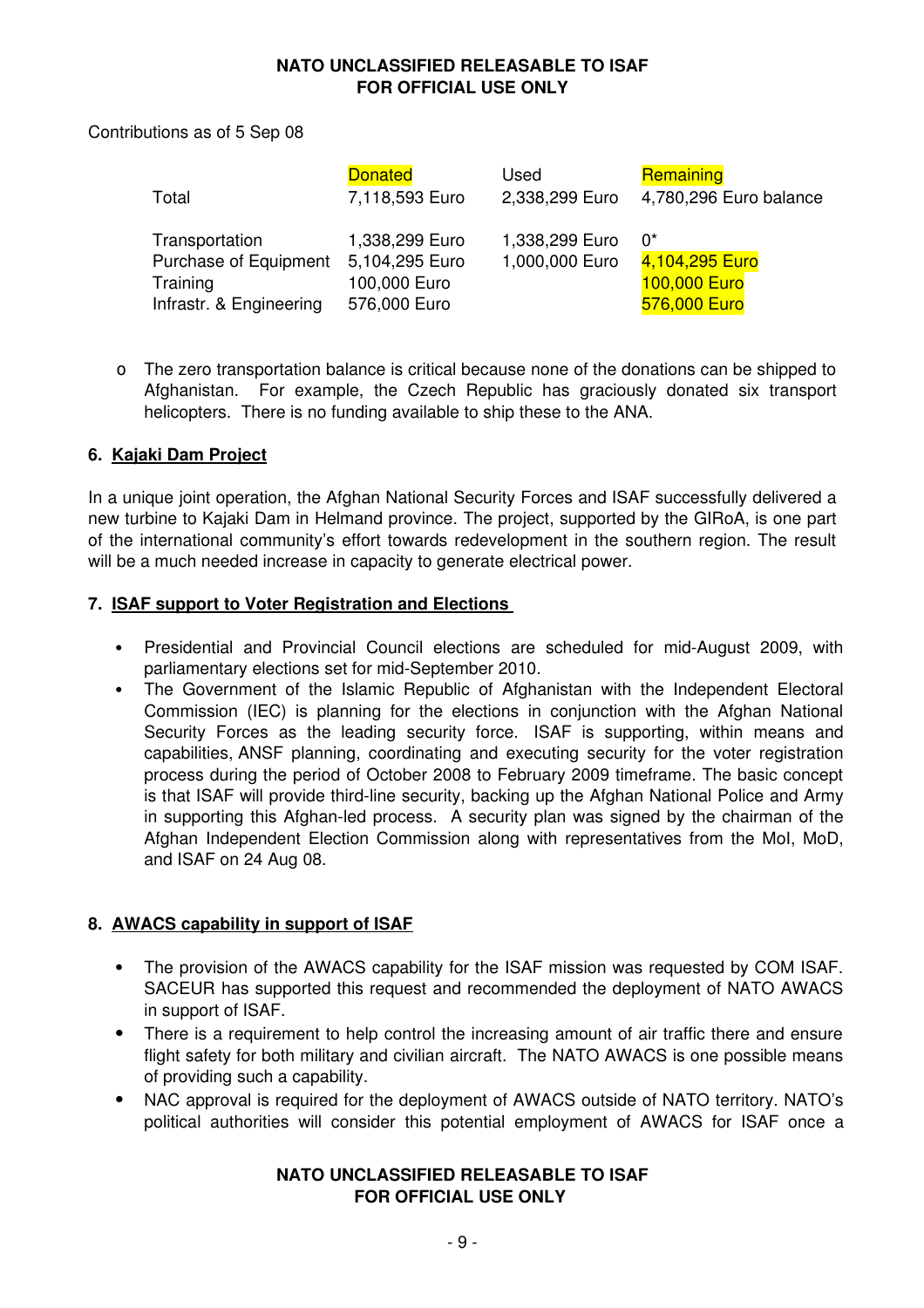Contributions as of 5 Sep 08

| | Donated | Used | Remaining |
|---|---|---|---|
| Total | 7,118,593 Euro | 2,338,299 Euro | 4,780,296 Euro balance |
| Transportation | 1,338,299 Euro | 1,338,299 Euro | 0* |
| Purchase of Equipment | 5,104,295 Euro | 1,000,000 Euro | 4,104,295 Euro |
| Training | 100,000 Euro | | 100,000 Euro |
| Infrastr. & Engineering | 576,000 Euro | | 576,000 Euro |

- The zero transportation balance is critical because none of the donations can be shipped to Afghanistan. For example, the Czech Republic has graciously donated six transport helicopters. There is no funding available to ship these to the ANA.

## 6. Kajaki Dam Project

In a unique joint operation, the Afghan National Security Forces and ISAF successfully delivered a new turbine to Kajaki Dam in Helmand province. The project, supported by the GIRoA, is one part of the international community's effort towards redevelopment in the southern region. The result will be a much needed increase in capacity to generate electrical power.

## 7. ISAF support to Voter Registration and Elections

- Presidential and Provincial Council elections are scheduled for mid-August 2009, with parliamentary elections set for mid-September 2010.
- The Government of the Islamic Republic of Afghanistan with the Independent Electoral Commission (IEC) is planning for the elections in conjunction with the Afghan National Security Forces as the leading security force. ISAF is supporting, within means and capabilities, ANSF planning, coordinating and executing security for the voter registration process during the period of October 2008 to February 2009 timeframe. The basic concept is that ISAF will provide third-line security, backing up the Afghan National Police and Army in supporting this Afghan-led process. A security plan was signed by the chairman of the Afghan Independent Election Commission along with representatives from the MoI, MoD, and ISAF on 24 Aug 08.

## 8. AWACS capability in support of ISAF

- The provision of the AWACS capability for the ISAF mission was requested by COM ISAF. SACEUR has supported this request and recommended the deployment of NATO AWACS in support of ISAF.
- There is a requirement to help control the increasing amount of air traffic there and ensure flight safety for both military and civilian aircraft. The NATO AWACS is one possible means of providing such a capability.
- NAC approval is required for the deployment of AWACS outside of NATO territory. NATO's political authorities will consider this potential employment of AWACS for ISAF once a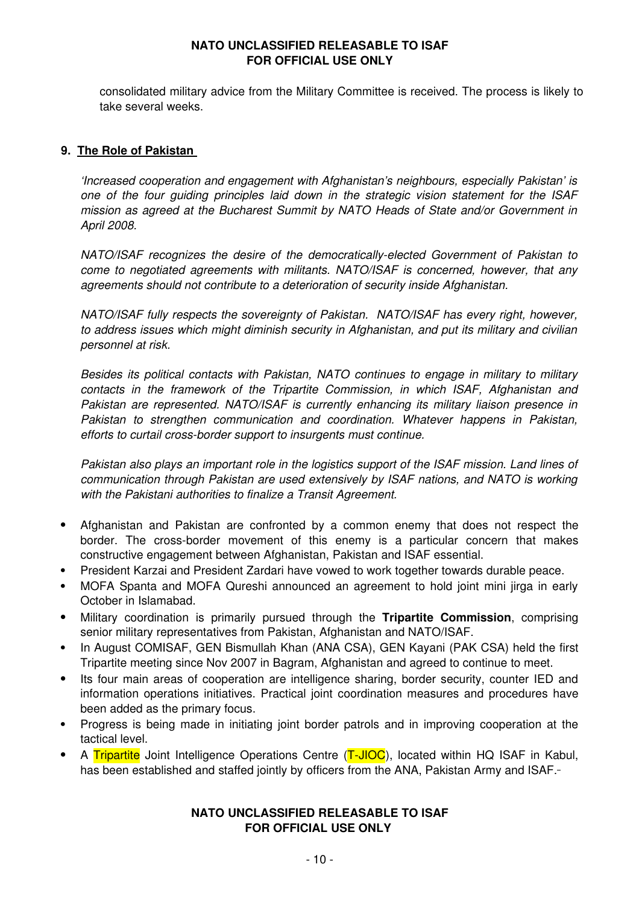consolidated military advice from the Military Committee is received. The process is likely to take several weeks.

## 9. The Role of Pakistan

*'Increased cooperation and engagement with Afghanistan's neighbours, especially Pakistan' is one of the four guiding principles laid down in the strategic vision statement for the ISAF mission as agreed at the Bucharest Summit by NATO Heads of State and/or Government in April 2008.*

*NATO/ISAF recognizes the desire of the democratically-elected Government of Pakistan to come to negotiated agreements with militants. NATO/ISAF is concerned, however, that any agreements should not contribute to a deterioration of security inside Afghanistan.*

*NATO/ISAF fully respects the sovereignty of Pakistan. NATO/ISAF has every right, however, to address issues which might diminish security in Afghanistan, and put its military and civilian personnel at risk.*

*Besides its political contacts with Pakistan, NATO continues to engage in military to military contacts in the framework of the Tripartite Commission, in which ISAF, Afghanistan and Pakistan are represented. NATO/ISAF is currently enhancing its military liaison presence in Pakistan to strengthen communication and coordination. Whatever happens in Pakistan, efforts to curtail cross-border support to insurgents must continue.*

*Pakistan also plays an important role in the logistics support of the ISAF mission. Land lines of communication through Pakistan are used extensively by ISAF nations, and NATO is working with the Pakistani authorities to finalize a Transit Agreement.*

- Afghanistan and Pakistan are confronted by a common enemy that does not respect the border. The cross-border movement of this enemy is a particular concern that makes constructive engagement between Afghanistan, Pakistan and ISAF essential.
- President Karzai and President Zardari have vowed to work together towards durable peace.
- MOFA Spanta and MOFA Qureshi announced an agreement to hold joint mini jirga in early October in Islamabad.
- Military coordination is primarily pursued through the **Tripartite Commission**, comprising senior military representatives from Pakistan, Afghanistan and NATO/ISAF.
- In August COMISAF, GEN Bismullah Khan (ANA CSA), GEN Kayani (PAK CSA) held the first Tripartite meeting since Nov 2007 in Bagram, Afghanistan and agreed to continue to meet.
- Its four main areas of cooperation are intelligence sharing, border security, counter IED and information operations initiatives. Practical joint coordination measures and procedures have been added as the primary focus.
- Progress is being made in initiating joint border patrols and in improving cooperation at the tactical level.
- A Tripartite Joint Intelligence Operations Centre (T-JIOC), located within HQ ISAF in Kabul, has been established and staffed jointly by officers from the ANA, Pakistan Army and ISAF.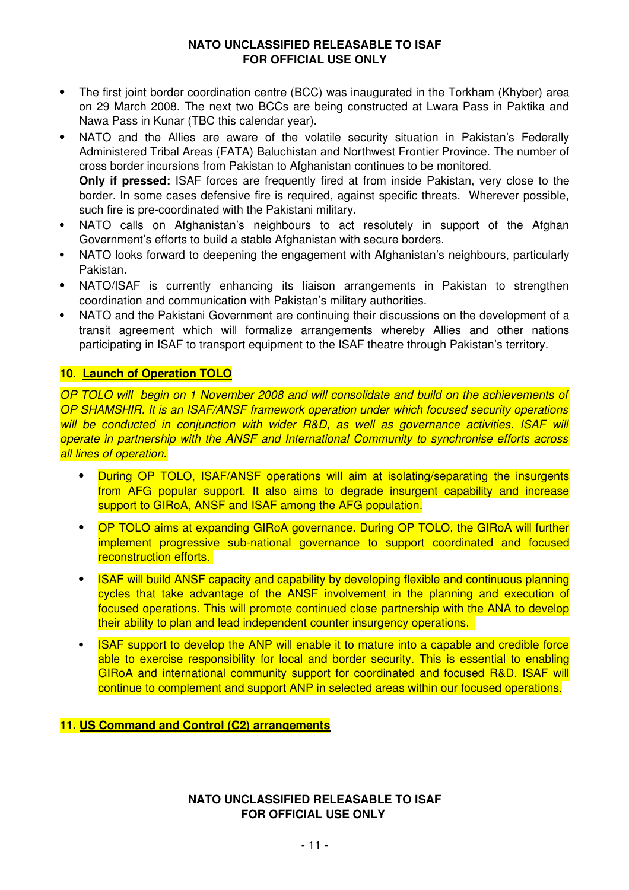- The first joint border coordination centre (BCC) was inaugurated in the Torkham (Khyber) area on 29 March 2008. The next two BCCs are being constructed at Lwara Pass in Paktika and Nawa Pass in Kunar (TBC this calendar year).
- NATO and the Allies are aware of the volatile security situation in Pakistan's Federally Administered Tribal Areas (FATA) Baluchistan and Northwest Frontier Province. The number of cross border incursions from Pakistan to Afghanistan continues to be monitored.
  **Only if pressed:** ISAF forces are frequently fired at from inside Pakistan, very close to the border. In some cases defensive fire is required, against specific threats. Wherever possible, such fire is pre-coordinated with the Pakistani military.
- NATO calls on Afghanistan's neighbours to act resolutely in support of the Afghan Government's efforts to build a stable Afghanistan with secure borders.
- NATO looks forward to deepening the engagement with Afghanistan's neighbours, particularly Pakistan.
- NATO/ISAF is currently enhancing its liaison arrangements in Pakistan to strengthen coordination and communication with Pakistan's military authorities.
- NATO and the Pakistani Government are continuing their discussions on the development of a transit agreement which will formalize arrangements whereby Allies and other nations participating in ISAF to transport equipment to the ISAF theatre through Pakistan's territory.

**10. Launch of Operation TOLO**

*OP TOLO will begin on 1 November 2008 and will consolidate and build on the achievements of OP SHAMSHIR. It is an ISAF/ANSF framework operation under which focused security operations will be conducted in conjunction with wider R&D, as well as governance activities. ISAF will operate in partnership with the ANSF and International Community to synchronise efforts across all lines of operation.*

- During OP TOLO, ISAF/ANSF operations will aim at isolating/separating the insurgents from AFG popular support. It also aims to degrade insurgent capability and increase support to GIRoA, ANSF and ISAF among the AFG population.
- OP TOLO aims at expanding GIRoA governance. During OP TOLO, the GIRoA will further implement progressive sub-national governance to support coordinated and focused reconstruction efforts.
- ISAF will build ANSF capacity and capability by developing flexible and continuous planning cycles that take advantage of the ANSF involvement in the planning and execution of focused operations. This will promote continued close partnership with the ANA to develop their ability to plan and lead independent counter insurgency operations.
- ISAF support to develop the ANP will enable it to mature into a capable and credible force able to exercise responsibility for local and border security. This is essential to enabling GIRoA and international community support for coordinated and focused R&D. ISAF will continue to complement and support ANP in selected areas within our focused operations.

**11. US Command and Control (C2) arrangements**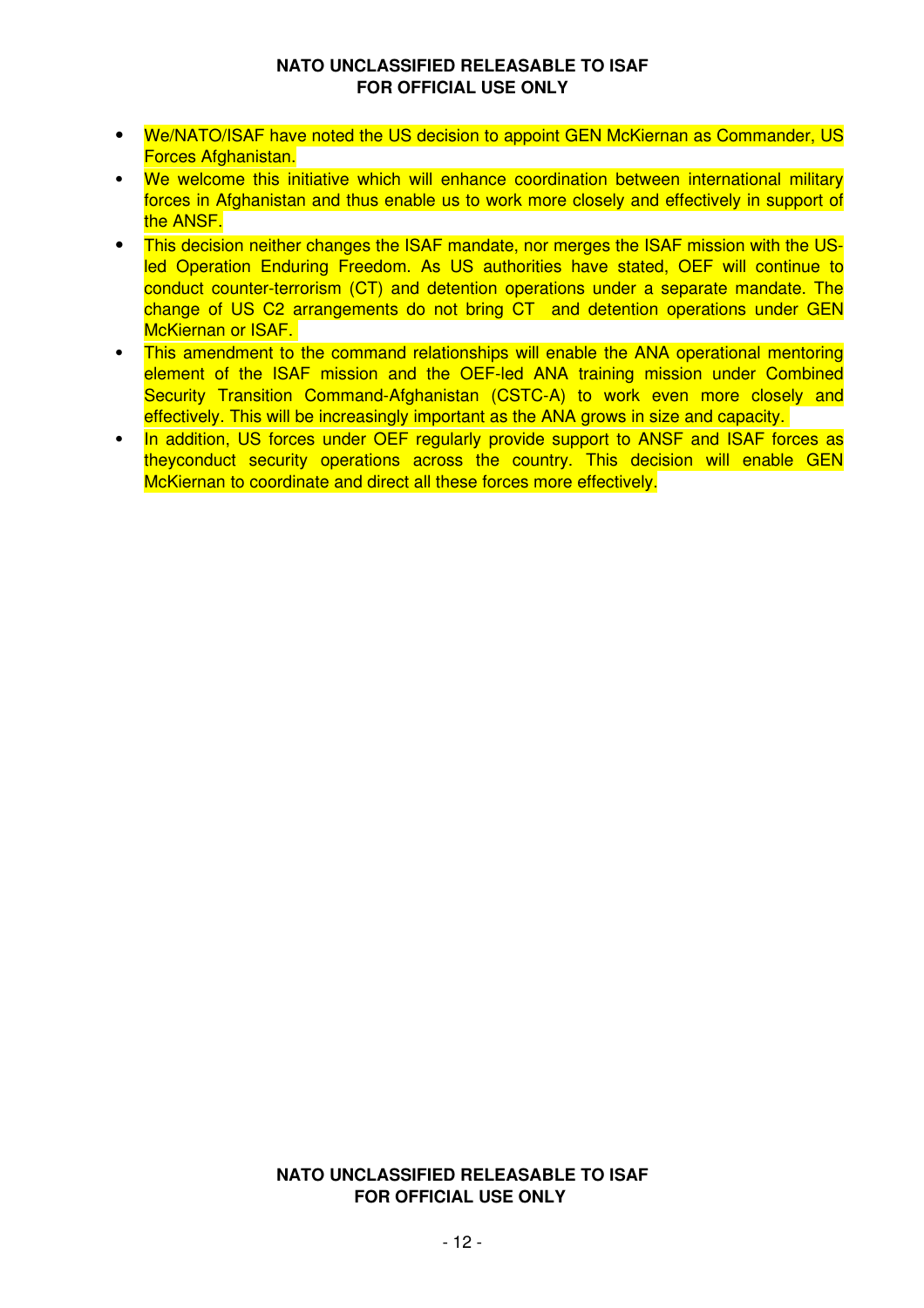- We/NATO/ISAF have noted the US decision to appoint GEN McKiernan as Commander, US Forces Afghanistan.
- We welcome this initiative which will enhance coordination between international military forces in Afghanistan and thus enable us to work more closely and effectively in support of the ANSF.
- This decision neither changes the ISAF mandate, nor merges the ISAF mission with the US-led Operation Enduring Freedom. As US authorities have stated, OEF will continue to conduct counter-terrorism (CT) and detention operations under a separate mandate. The change of US C2 arrangements do not bring CT and detention operations under GEN McKiernan or ISAF.
- This amendment to the command relationships will enable the ANA operational mentoring element of the ISAF mission and the OEF-led ANA training mission under Combined Security Transition Command-Afghanistan (CSTC-A) to work even more closely and effectively. This will be increasingly important as the ANA grows in size and capacity.
- In addition, US forces under OEF regularly provide support to ANSF and ISAF forces as theyconduct security operations across the country. This decision will enable GEN McKiernan to coordinate and direct all these forces more effectively.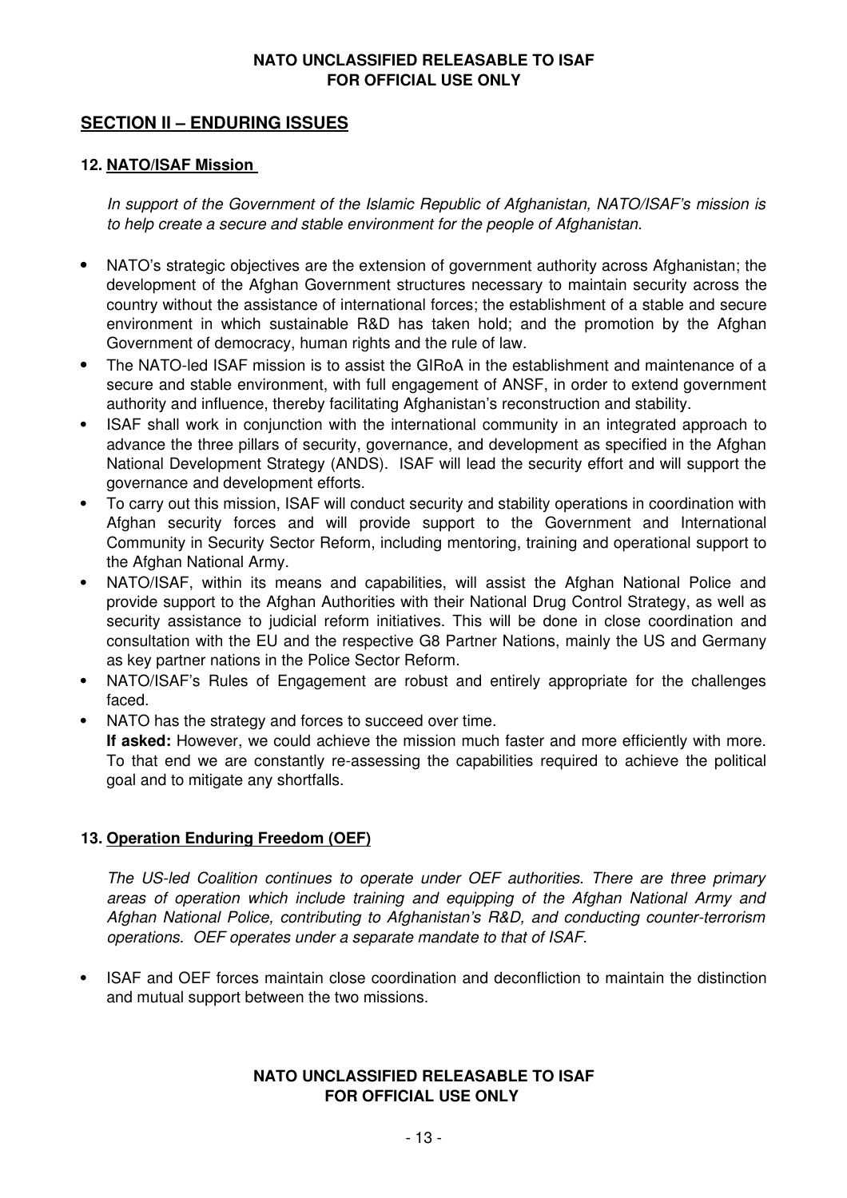## SECTION II – ENDURING ISSUES

### 12. NATO/ISAF Mission

*In support of the Government of the Islamic Republic of Afghanistan, NATO/ISAF's mission is to help create a secure and stable environment for the people of Afghanistan.*

- NATO's strategic objectives are the extension of government authority across Afghanistan; the development of the Afghan Government structures necessary to maintain security across the country without the assistance of international forces; the establishment of a stable and secure environment in which sustainable R&D has taken hold; and the promotion by the Afghan Government of democracy, human rights and the rule of law.
- The NATO-led ISAF mission is to assist the GIRoA in the establishment and maintenance of a secure and stable environment, with full engagement of ANSF, in order to extend government authority and influence, thereby facilitating Afghanistan's reconstruction and stability.
- ISAF shall work in conjunction with the international community in an integrated approach to advance the three pillars of security, governance, and development as specified in the Afghan National Development Strategy (ANDS). ISAF will lead the security effort and will support the governance and development efforts.
- To carry out this mission, ISAF will conduct security and stability operations in coordination with Afghan security forces and will provide support to the Government and International Community in Security Sector Reform, including mentoring, training and operational support to the Afghan National Army.
- NATO/ISAF, within its means and capabilities, will assist the Afghan National Police and provide support to the Afghan Authorities with their National Drug Control Strategy, as well as security assistance to judicial reform initiatives. This will be done in close coordination and consultation with the EU and the respective G8 Partner Nations, mainly the US and Germany as key partner nations in the Police Sector Reform.
- NATO/ISAF's Rules of Engagement are robust and entirely appropriate for the challenges faced.
- NATO has the strategy and forces to succeed over time.
  **If asked:** However, we could achieve the mission much faster and more efficiently with more. To that end we are constantly re-assessing the capabilities required to achieve the political goal and to mitigate any shortfalls.

### 13. Operation Enduring Freedom (OEF)

*The US-led Coalition continues to operate under OEF authorities. There are three primary areas of operation which include training and equipping of the Afghan National Army and Afghan National Police, contributing to Afghanistan's R&D, and conducting counter-terrorism operations. OEF operates under a separate mandate to that of ISAF.*

- ISAF and OEF forces maintain close coordination and deconfliction to maintain the distinction and mutual support between the two missions.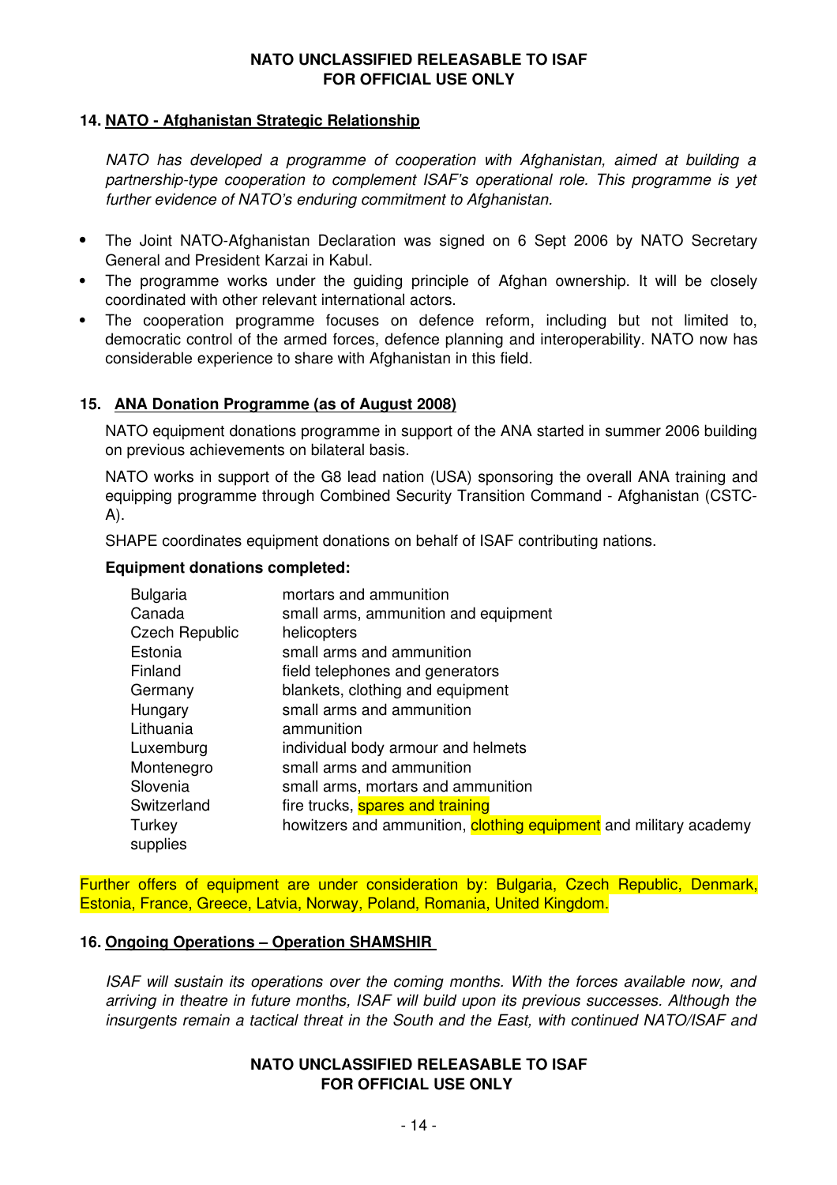**14. NATO - Afghanistan Strategic Relationship**

*NATO has developed a programme of cooperation with Afghanistan, aimed at building a partnership-type cooperation to complement ISAF's operational role. This programme is yet further evidence of NATO's enduring commitment to Afghanistan.*

- The Joint NATO-Afghanistan Declaration was signed on 6 Sept 2006 by NATO Secretary General and President Karzai in Kabul.
- The programme works under the guiding principle of Afghan ownership. It will be closely coordinated with other relevant international actors.
- The cooperation programme focuses on defence reform, including but not limited to, democratic control of the armed forces, defence planning and interoperability. NATO now has considerable experience to share with Afghanistan in this field.

**15. ANA Donation Programme (as of August 2008)**

NATO equipment donations programme in support of the ANA started in summer 2006 building on previous achievements on bilateral basis.

NATO works in support of the G8 lead nation (USA) sponsoring the overall ANA training and equipping programme through Combined Security Transition Command - Afghanistan (CSTC-A).

SHAPE coordinates equipment donations on behalf of ISAF contributing nations.

**Equipment donations completed:**

| | |
|---|---|
| Bulgaria | mortars and ammunition |
| Canada | small arms, ammunition and equipment |
| Czech Republic | helicopters |
| Estonia | small arms and ammunition |
| Finland | field telephones and generators |
| Germany | blankets, clothing and equipment |
| Hungary | small arms and ammunition |
| Lithuania | ammunition |
| Luxemburg | individual body armour and helmets |
| Montenegro | small arms and ammunition |
| Slovenia | small arms, mortars and ammunition |
| Switzerland | fire trucks, spares and training |
| Turkey | howitzers and ammunition, clothing equipment and military academy supplies |

Further offers of equipment are under consideration by: Bulgaria, Czech Republic, Denmark, Estonia, France, Greece, Latvia, Norway, Poland, Romania, United Kingdom.

**16. Ongoing Operations – Operation SHAMSHIR**

*ISAF will sustain its operations over the coming months. With the forces available now, and arriving in theatre in future months, ISAF will build upon its previous successes. Although the insurgents remain a tactical threat in the South and the East, with continued NATO/ISAF and*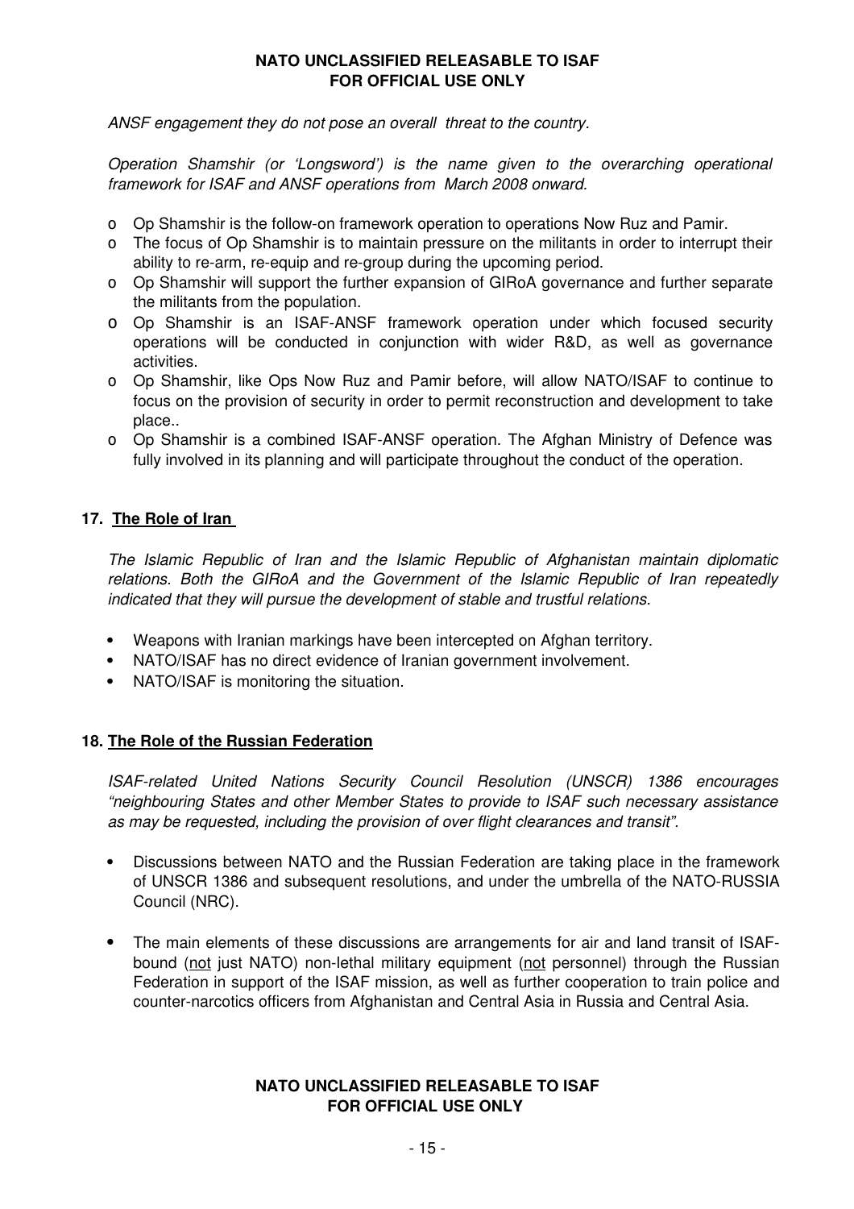*ANSF engagement they do not pose an overall threat to the country.*

*Operation Shamshir (or 'Longsword') is the name given to the overarching operational framework for ISAF and ANSF operations from March 2008 onward.*

- Op Shamshir is the follow-on framework operation to operations Now Ruz and Pamir.
- The focus of Op Shamshir is to maintain pressure on the militants in order to interrupt their ability to re-arm, re-equip and re-group during the upcoming period.
- Op Shamshir will support the further expansion of GIRoA governance and further separate the militants from the population.
- Op Shamshir is an ISAF-ANSF framework operation under which focused security operations will be conducted in conjunction with wider R&D, as well as governance activities.
- Op Shamshir, like Ops Now Ruz and Pamir before, will allow NATO/ISAF to continue to focus on the provision of security in order to permit reconstruction and development to take place..
- Op Shamshir is a combined ISAF-ANSF operation. The Afghan Ministry of Defence was fully involved in its planning and will participate throughout the conduct of the operation.

## 17. The Role of Iran

*The Islamic Republic of Iran and the Islamic Republic of Afghanistan maintain diplomatic relations. Both the GIRoA and the Government of the Islamic Republic of Iran repeatedly indicated that they will pursue the development of stable and trustful relations.*

- Weapons with Iranian markings have been intercepted on Afghan territory.
- NATO/ISAF has no direct evidence of Iranian government involvement.
- NATO/ISAF is monitoring the situation.

## 18. The Role of the Russian Federation

*ISAF-related United Nations Security Council Resolution (UNSCR) 1386 encourages "neighbouring States and other Member States to provide to ISAF such necessary assistance as may be requested, including the provision of over flight clearances and transit".*

- Discussions between NATO and the Russian Federation are taking place in the framework of UNSCR 1386 and subsequent resolutions, and under the umbrella of the NATO-RUSSIA Council (NRC).
- The main elements of these discussions are arrangements for air and land transit of ISAF-bound (not just NATO) non-lethal military equipment (not personnel) through the Russian Federation in support of the ISAF mission, as well as further cooperation to train police and counter-narcotics officers from Afghanistan and Central Asia in Russia and Central Asia.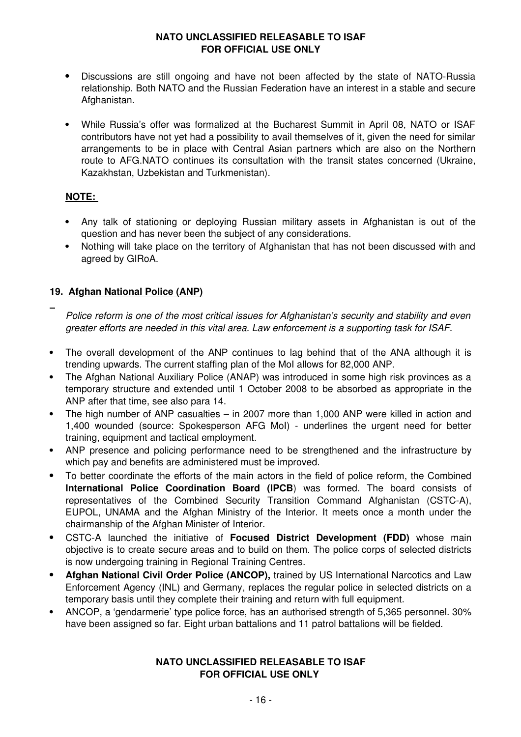- Discussions are still ongoing and have not been affected by the state of NATO-Russia relationship. Both NATO and the Russian Federation have an interest in a stable and secure Afghanistan.

- While Russia's offer was formalized at the Bucharest Summit in April 08, NATO or ISAF contributors have not yet had a possibility to avail themselves of it, given the need for similar arrangements to be in place with Central Asian partners which are also on the Northern route to AFG.NATO continues its consultation with the transit states concerned (Ukraine, Kazakhstan, Uzbekistan and Turkmenistan).

**NOTE:**

- Any talk of stationing or deploying Russian military assets in Afghanistan is out of the question and has never been the subject of any considerations.
- Nothing will take place on the territory of Afghanistan that has not been discussed with and agreed by GIRoA.

### 19. Afghan National Police (ANP)

*Police reform is one of the most critical issues for Afghanistan's security and stability and even greater efforts are needed in this vital area. Law enforcement is a supporting task for ISAF.*

- The overall development of the ANP continues to lag behind that of the ANA although it is trending upwards. The current staffing plan of the MoI allows for 82,000 ANP.
- The Afghan National Auxiliary Police (ANAP) was introduced in some high risk provinces as a temporary structure and extended until 1 October 2008 to be absorbed as appropriate in the ANP after that time, see also para 14.
- The high number of ANP casualties – in 2007 more than 1,000 ANP were killed in action and 1,400 wounded (source: Spokesperson AFG MoI) - underlines the urgent need for better training, equipment and tactical employment.
- ANP presence and policing performance need to be strengthened and the infrastructure by which pay and benefits are administered must be improved.
- To better coordinate the efforts of the main actors in the field of police reform, the Combined **International Police Coordination Board (IPCB**) was formed. The board consists of representatives of the Combined Security Transition Command Afghanistan (CSTC-A), EUPOL, UNAMA and the Afghan Ministry of the Interior. It meets once a month under the chairmanship of the Afghan Minister of Interior.
- CSTC-A launched the initiative of **Focused District Development (FDD)** whose main objective is to create secure areas and to build on them. The police corps of selected districts is now undergoing training in Regional Training Centres.
- **Afghan National Civil Order Police (ANCOP),** trained by US International Narcotics and Law Enforcement Agency (INL) and Germany, replaces the regular police in selected districts on a temporary basis until they complete their training and return with full equipment.
- ANCOP, a 'gendarmerie' type police force, has an authorised strength of 5,365 personnel. 30% have been assigned so far. Eight urban battalions and 11 patrol battalions will be fielded.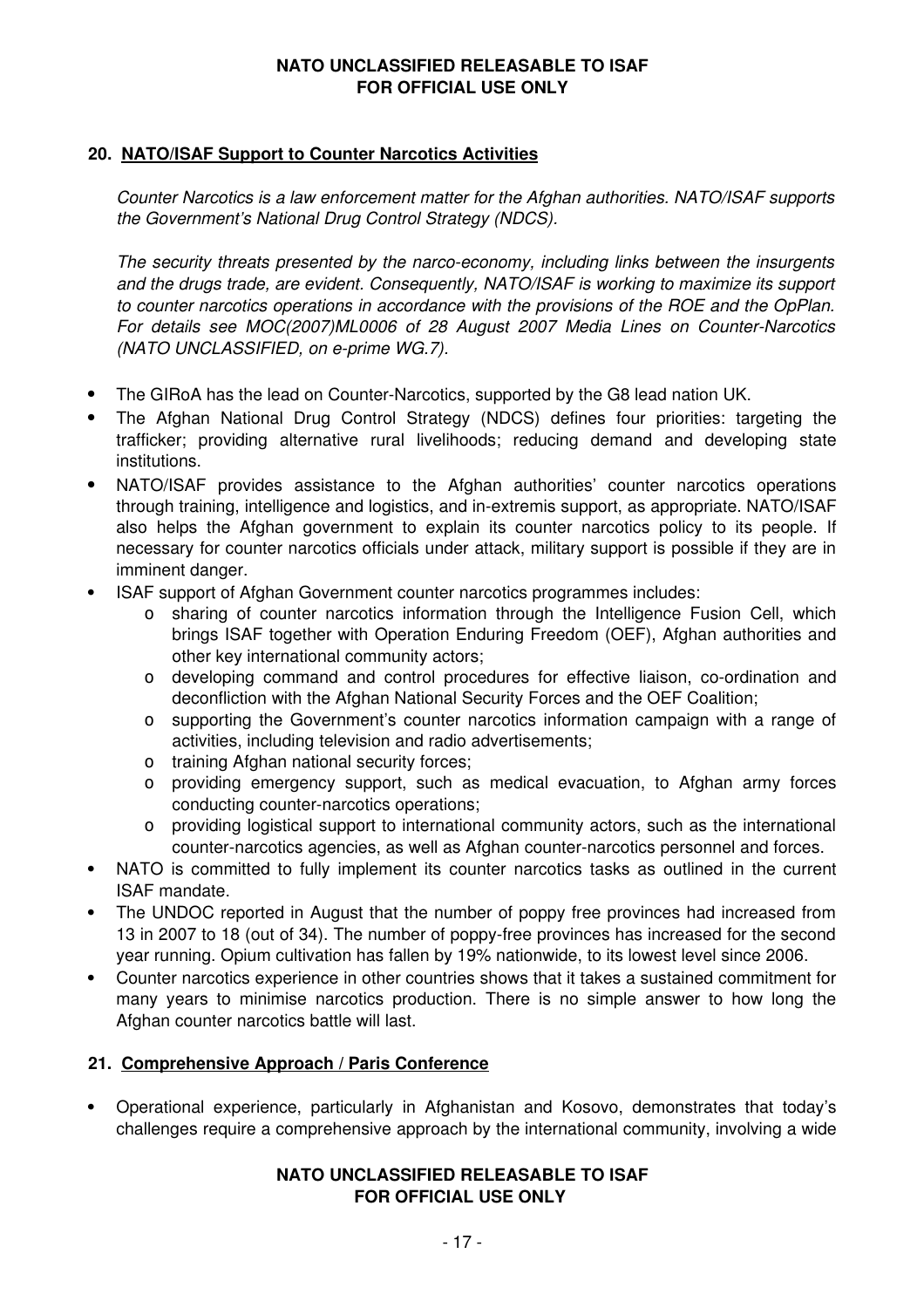## 20. NATO/ISAF Support to Counter Narcotics Activities

*Counter Narcotics is a law enforcement matter for the Afghan authorities. NATO/ISAF supports the Government's National Drug Control Strategy (NDCS).*

*The security threats presented by the narco-economy, including links between the insurgents and the drugs trade, are evident. Consequently, NATO/ISAF is working to maximize its support to counter narcotics operations in accordance with the provisions of the ROE and the OpPlan. For details see MOC(2007)ML0006 of 28 August 2007 Media Lines on Counter-Narcotics (NATO UNCLASSIFIED, on e-prime WG.7).*

- The GIRoA has the lead on Counter-Narcotics, supported by the G8 lead nation UK.
- The Afghan National Drug Control Strategy (NDCS) defines four priorities: targeting the trafficker; providing alternative rural livelihoods; reducing demand and developing state institutions.
- NATO/ISAF provides assistance to the Afghan authorities' counter narcotics operations through training, intelligence and logistics, and in-extremis support, as appropriate. NATO/ISAF also helps the Afghan government to explain its counter narcotics policy to its people. If necessary for counter narcotics officials under attack, military support is possible if they are in imminent danger.
- ISAF support of Afghan Government counter narcotics programmes includes:
  - sharing of counter narcotics information through the Intelligence Fusion Cell, which brings ISAF together with Operation Enduring Freedom (OEF), Afghan authorities and other key international community actors;
  - developing command and control procedures for effective liaison, co-ordination and deconfliction with the Afghan National Security Forces and the OEF Coalition;
  - supporting the Government's counter narcotics information campaign with a range of activities, including television and radio advertisements;
  - training Afghan national security forces;
  - providing emergency support, such as medical evacuation, to Afghan army forces conducting counter-narcotics operations;
  - providing logistical support to international community actors, such as the international counter-narcotics agencies, as well as Afghan counter-narcotics personnel and forces.
- NATO is committed to fully implement its counter narcotics tasks as outlined in the current ISAF mandate.
- The UNDOC reported in August that the number of poppy free provinces had increased from 13 in 2007 to 18 (out of 34). The number of poppy-free provinces has increased for the second year running. Opium cultivation has fallen by 19% nationwide, to its lowest level since 2006.
- Counter narcotics experience in other countries shows that it takes a sustained commitment for many years to minimise narcotics production. There is no simple answer to how long the Afghan counter narcotics battle will last.

## 21. Comprehensive Approach / Paris Conference

- Operational experience, particularly in Afghanistan and Kosovo, demonstrates that today's challenges require a comprehensive approach by the international community, involving a wide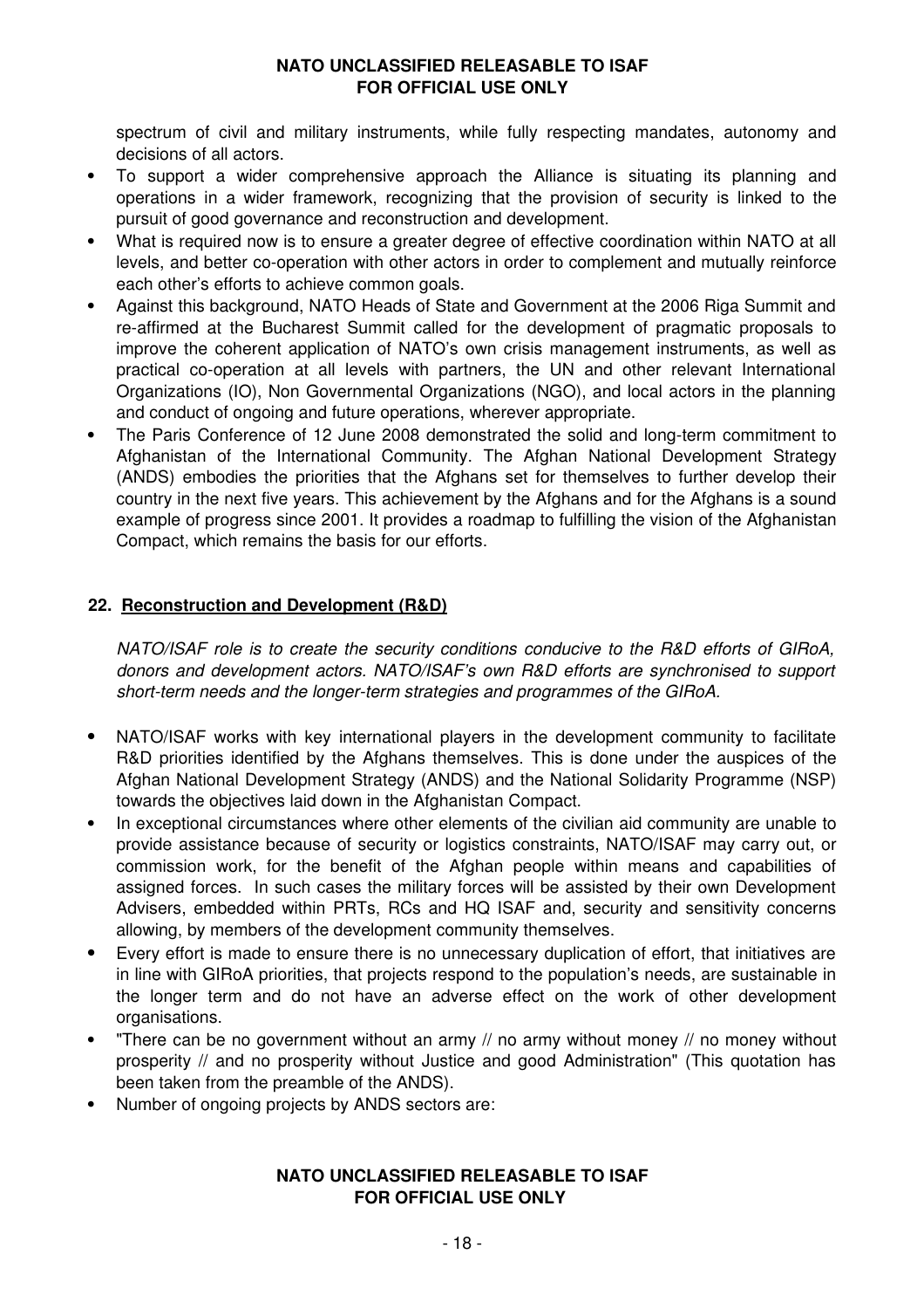spectrum of civil and military instruments, while fully respecting mandates, autonomy and decisions of all actors.

- To support a wider comprehensive approach the Alliance is situating its planning and operations in a wider framework, recognizing that the provision of security is linked to the pursuit of good governance and reconstruction and development.
- What is required now is to ensure a greater degree of effective coordination within NATO at all levels, and better co-operation with other actors in order to complement and mutually reinforce each other's efforts to achieve common goals.
- Against this background, NATO Heads of State and Government at the 2006 Riga Summit and re-affirmed at the Bucharest Summit called for the development of pragmatic proposals to improve the coherent application of NATO's own crisis management instruments, as well as practical co-operation at all levels with partners, the UN and other relevant International Organizations (IO), Non Governmental Organizations (NGO), and local actors in the planning and conduct of ongoing and future operations, wherever appropriate.
- The Paris Conference of 12 June 2008 demonstrated the solid and long-term commitment to Afghanistan of the International Community. The Afghan National Development Strategy (ANDS) embodies the priorities that the Afghans set for themselves to further develop their country in the next five years. This achievement by the Afghans and for the Afghans is a sound example of progress since 2001. It provides a roadmap to fulfilling the vision of the Afghanistan Compact, which remains the basis for our efforts.

## 22. Reconstruction and Development (R&D)

*NATO/ISAF role is to create the security conditions conducive to the R&D efforts of GIRoA, donors and development actors. NATO/ISAF's own R&D efforts are synchronised to support short-term needs and the longer-term strategies and programmes of the GIRoA.*

- NATO/ISAF works with key international players in the development community to facilitate R&D priorities identified by the Afghans themselves. This is done under the auspices of the Afghan National Development Strategy (ANDS) and the National Solidarity Programme (NSP) towards the objectives laid down in the Afghanistan Compact.
- In exceptional circumstances where other elements of the civilian aid community are unable to provide assistance because of security or logistics constraints, NATO/ISAF may carry out, or commission work, for the benefit of the Afghan people within means and capabilities of assigned forces. In such cases the military forces will be assisted by their own Development Advisers, embedded within PRTs, RCs and HQ ISAF and, security and sensitivity concerns allowing, by members of the development community themselves.
- Every effort is made to ensure there is no unnecessary duplication of effort, that initiatives are in line with GIRoA priorities, that projects respond to the population's needs, are sustainable in the longer term and do not have an adverse effect on the work of other development organisations.
- "There can be no government without an army // no army without money // no money without prosperity // and no prosperity without Justice and good Administration" (This quotation has been taken from the preamble of the ANDS).
- Number of ongoing projects by ANDS sectors are: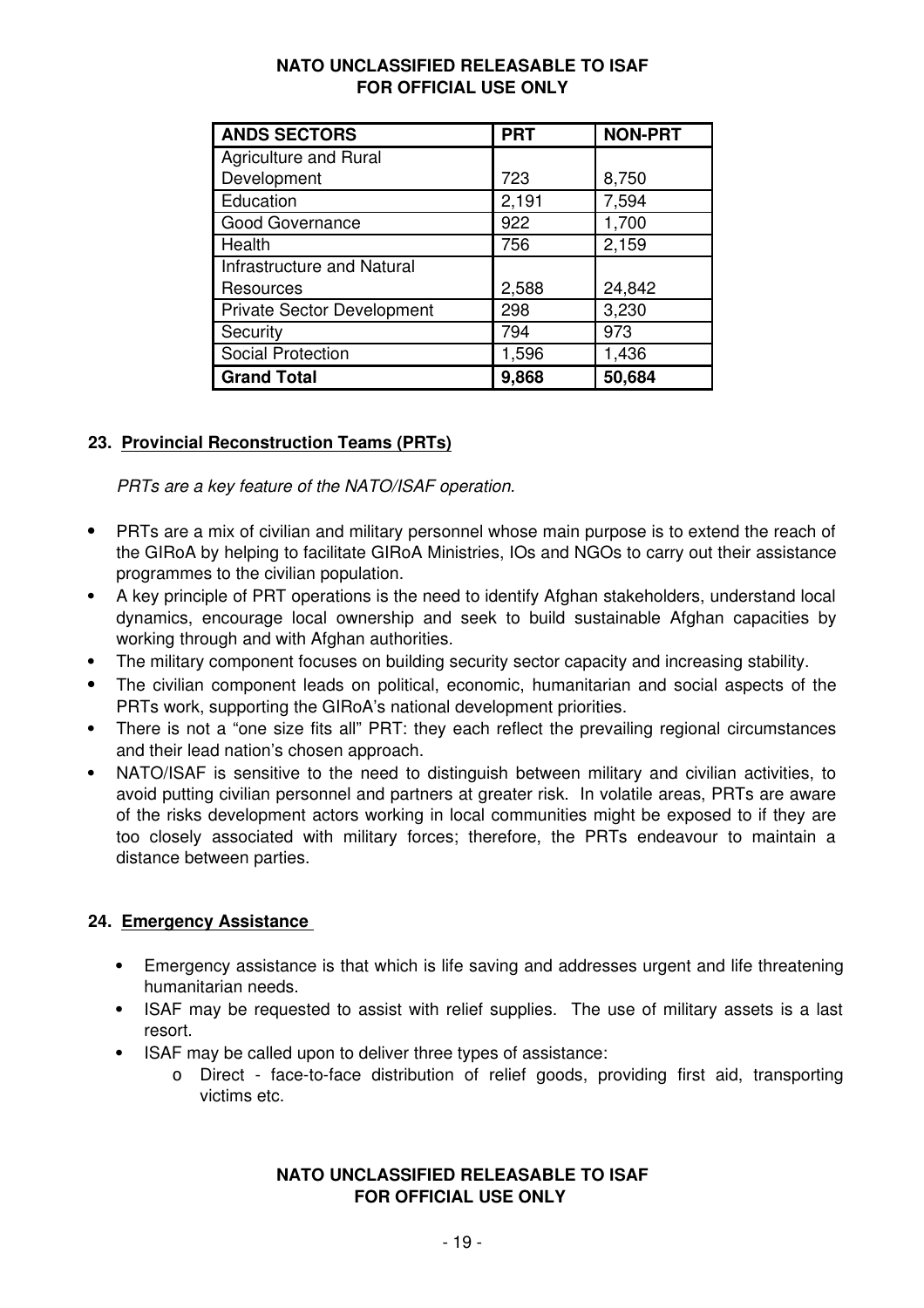| ANDS SECTORS | PRT | NON-PRT |
|---|---|---|
| Agriculture and Rural Development | 723 | 8,750 |
| Education | 2,191 | 7,594 |
| Good Governance | 922 | 1,700 |
| Health | 756 | 2,159 |
| Infrastructure and Natural Resources | 2,588 | 24,842 |
| Private Sector Development | 298 | 3,230 |
| Security | 794 | 973 |
| Social Protection | 1,596 | 1,436 |
| **Grand Total** | **9,868** | **50,684** |

## 23. Provincial Reconstruction Teams (PRTs)

*PRTs are a key feature of the NATO/ISAF operation.*

- PRTs are a mix of civilian and military personnel whose main purpose is to extend the reach of the GIRoA by helping to facilitate GIRoA Ministries, IOs and NGOs to carry out their assistance programmes to the civilian population.
- A key principle of PRT operations is the need to identify Afghan stakeholders, understand local dynamics, encourage local ownership and seek to build sustainable Afghan capacities by working through and with Afghan authorities.
- The military component focuses on building security sector capacity and increasing stability.
- The civilian component leads on political, economic, humanitarian and social aspects of the PRTs work, supporting the GIRoA's national development priorities.
- There is not a "one size fits all" PRT: they each reflect the prevailing regional circumstances and their lead nation's chosen approach.
- NATO/ISAF is sensitive to the need to distinguish between military and civilian activities, to avoid putting civilian personnel and partners at greater risk. In volatile areas, PRTs are aware of the risks development actors working in local communities might be exposed to if they are too closely associated with military forces; therefore, the PRTs endeavour to maintain a distance between parties.

## 24. Emergency Assistance

- Emergency assistance is that which is life saving and addresses urgent and life threatening humanitarian needs.
- ISAF may be requested to assist with relief supplies. The use of military assets is a last resort.
- ISAF may be called upon to deliver three types of assistance:
  - Direct - face-to-face distribution of relief goods, providing first aid, transporting victims etc.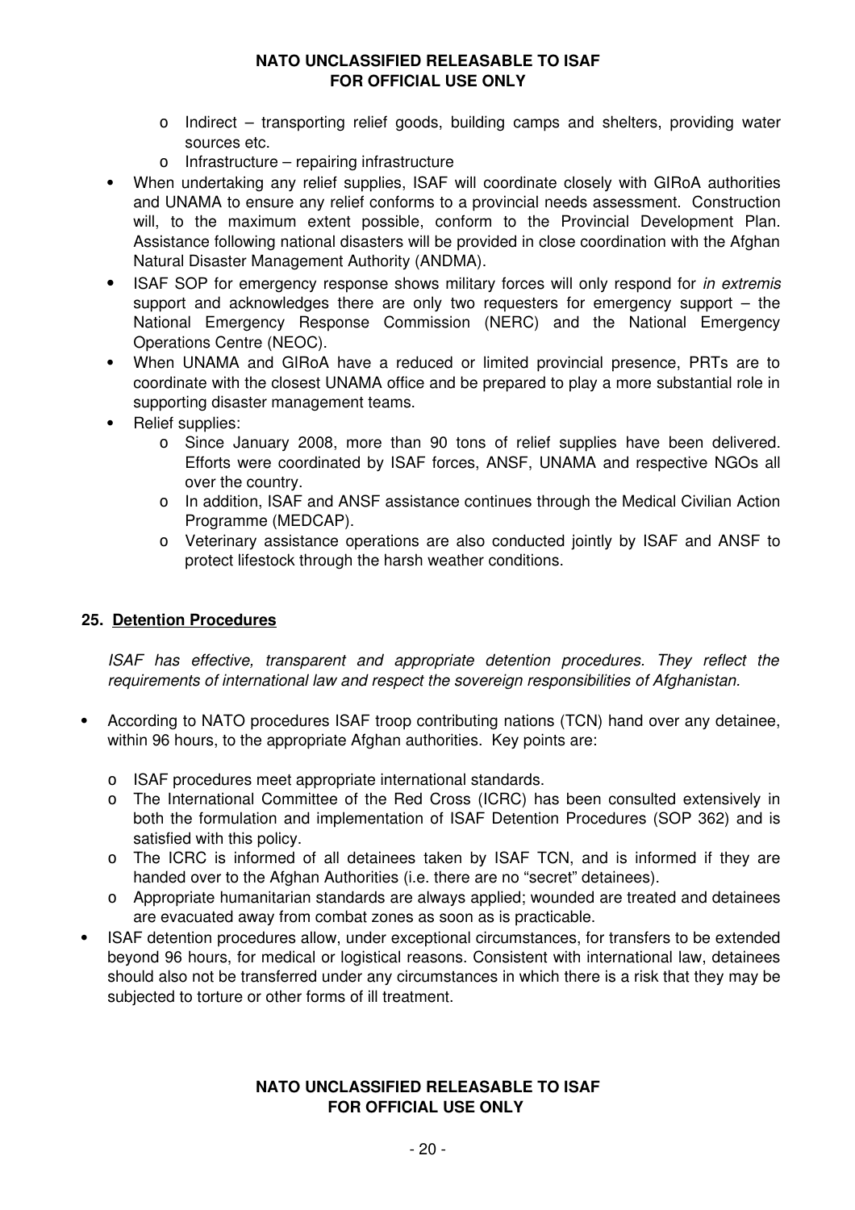- Indirect – transporting relief goods, building camps and shelters, providing water sources etc.
  - Infrastructure – repairing infrastructure
- When undertaking any relief supplies, ISAF will coordinate closely with GIRoA authorities and UNAMA to ensure any relief conforms to a provincial needs assessment. Construction will, to the maximum extent possible, conform to the Provincial Development Plan. Assistance following national disasters will be provided in close coordination with the Afghan Natural Disaster Management Authority (ANDMA).
- ISAF SOP for emergency response shows military forces will only respond for *in extremis* support and acknowledges there are only two requesters for emergency support – the National Emergency Response Commission (NERC) and the National Emergency Operations Centre (NEOC).
- When UNAMA and GIRoA have a reduced or limited provincial presence, PRTs are to coordinate with the closest UNAMA office and be prepared to play a more substantial role in supporting disaster management teams.
- Relief supplies:
  - Since January 2008, more than 90 tons of relief supplies have been delivered. Efforts were coordinated by ISAF forces, ANSF, UNAMA and respective NGOs all over the country.
  - In addition, ISAF and ANSF assistance continues through the Medical Civilian Action Programme (MEDCAP).
  - Veterinary assistance operations are also conducted jointly by ISAF and ANSF to protect lifestock through the harsh weather conditions.

## 25. Detention Procedures

*ISAF has effective, transparent and appropriate detention procedures. They reflect the requirements of international law and respect the sovereign responsibilities of Afghanistan.*

- According to NATO procedures ISAF troop contributing nations (TCN) hand over any detainee, within 96 hours, to the appropriate Afghan authorities. Key points are:
  - ISAF procedures meet appropriate international standards.
  - The International Committee of the Red Cross (ICRC) has been consulted extensively in both the formulation and implementation of ISAF Detention Procedures (SOP 362) and is satisfied with this policy.
  - The ICRC is informed of all detainees taken by ISAF TCN, and is informed if they are handed over to the Afghan Authorities (i.e. there are no "secret" detainees).
  - Appropriate humanitarian standards are always applied; wounded are treated and detainees are evacuated away from combat zones as soon as is practicable.
- ISAF detention procedures allow, under exceptional circumstances, for transfers to be extended beyond 96 hours, for medical or logistical reasons. Consistent with international law, detainees should also not be transferred under any circumstances in which there is a risk that they may be subjected to torture or other forms of ill treatment.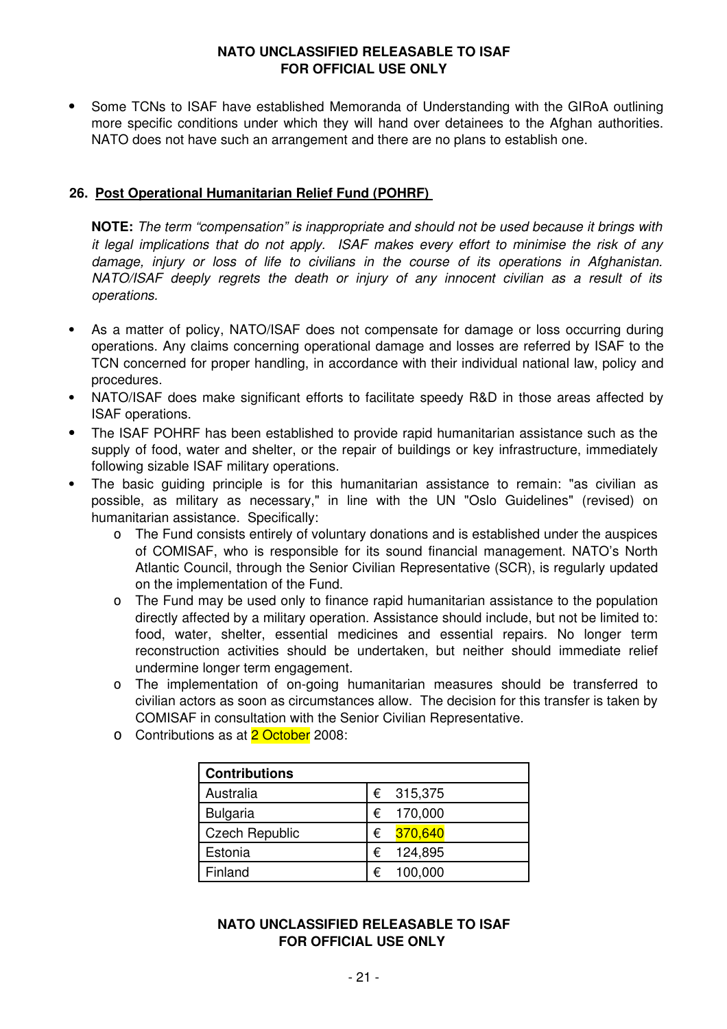- Some TCNs to ISAF have established Memoranda of Understanding with the GIRoA outlining more specific conditions under which they will hand over detainees to the Afghan authorities. NATO does not have such an arrangement and there are no plans to establish one.

### 26. Post Operational Humanitarian Relief Fund (POHRF)

**NOTE:** *The term "compensation" is inappropriate and should not be used because it brings with it legal implications that do not apply. ISAF makes every effort to minimise the risk of any damage, injury or loss of life to civilians in the course of its operations in Afghanistan. NATO/ISAF deeply regrets the death or injury of any innocent civilian as a result of its operations.*

- As a matter of policy, NATO/ISAF does not compensate for damage or loss occurring during operations. Any claims concerning operational damage and losses are referred by ISAF to the TCN concerned for proper handling, in accordance with their individual national law, policy and procedures.
- NATO/ISAF does make significant efforts to facilitate speedy R&D in those areas affected by ISAF operations.
- The ISAF POHRF has been established to provide rapid humanitarian assistance such as the supply of food, water and shelter, or the repair of buildings or key infrastructure, immediately following sizable ISAF military operations.
- The basic guiding principle is for this humanitarian assistance to remain: "as civilian as possible, as military as necessary," in line with the UN "Oslo Guidelines" (revised) on humanitarian assistance. Specifically:
  - The Fund consists entirely of voluntary donations and is established under the auspices of COMISAF, who is responsible for its sound financial management. NATO's North Atlantic Council, through the Senior Civilian Representative (SCR), is regularly updated on the implementation of the Fund.
  - The Fund may be used only to finance rapid humanitarian assistance to the population directly affected by a military operation. Assistance should include, but not be limited to: food, water, shelter, essential medicines and essential repairs. No longer term reconstruction activities should be undertaken, but neither should immediate relief undermine longer term engagement.
  - The implementation of on-going humanitarian measures should be transferred to civilian actors as soon as circumstances allow. The decision for this transfer is taken by COMISAF in consultation with the Senior Civilian Representative.
  - Contributions as at 2 October 2008:

| Contributions | |
|---|---|
| Australia | € 315,375 |
| Bulgaria | € 170,000 |
| Czech Republic | € 370,640 |
| Estonia | € 124,895 |
| Finland | € 100,000 |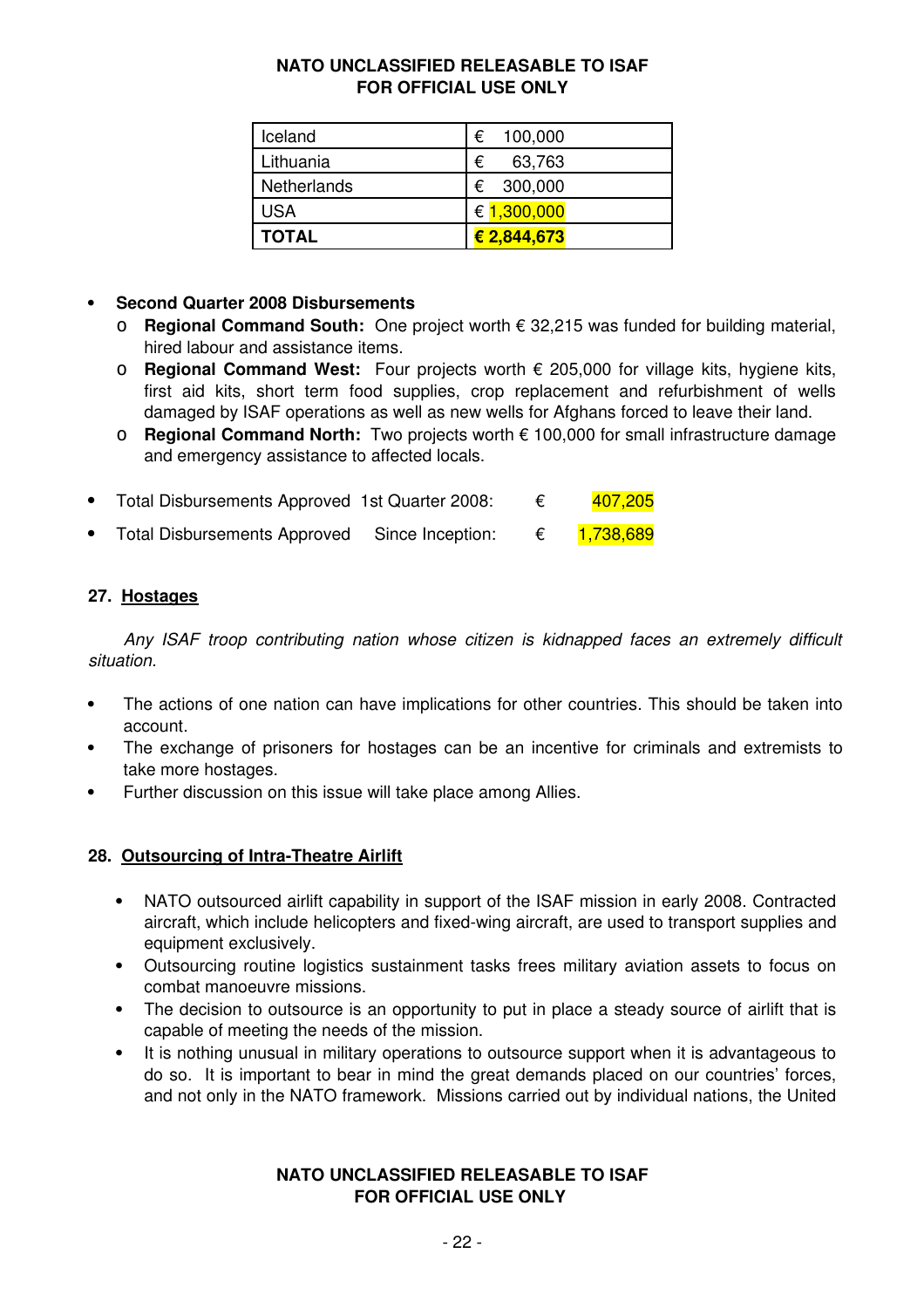| Iceland | € 100,000 |
|---|---|
| Lithuania | € 63,763 |
| Netherlands | € 300,000 |
| USA | € 1,300,000 |
| **TOTAL** | **€ 2,844,673** |

- **Second Quarter 2008 Disbursements**
  - **Regional Command South:** One project worth € 32,215 was funded for building material, hired labour and assistance items.
  - **Regional Command West:** Four projects worth € 205,000 for village kits, hygiene kits, first aid kits, short term food supplies, crop replacement and refurbishment of wells damaged by ISAF operations as well as new wells for Afghans forced to leave their land.
  - **Regional Command North:** Two projects worth € 100,000 for small infrastructure damage and emergency assistance to affected locals.

- Total Disbursements Approved 1st Quarter 2008: € 407,205
- Total Disbursements Approved Since Inception: € 1,738,689

## 27. Hostages

*Any ISAF troop contributing nation whose citizen is kidnapped faces an extremely difficult situation.*

- The actions of one nation can have implications for other countries. This should be taken into account.
- The exchange of prisoners for hostages can be an incentive for criminals and extremists to take more hostages.
- Further discussion on this issue will take place among Allies.

## 28. Outsourcing of Intra-Theatre Airlift

- NATO outsourced airlift capability in support of the ISAF mission in early 2008. Contracted aircraft, which include helicopters and fixed-wing aircraft, are used to transport supplies and equipment exclusively.
- Outsourcing routine logistics sustainment tasks frees military aviation assets to focus on combat manoeuvre missions.
- The decision to outsource is an opportunity to put in place a steady source of airlift that is capable of meeting the needs of the mission.
- It is nothing unusual in military operations to outsource support when it is advantageous to do so. It is important to bear in mind the great demands placed on our countries' forces, and not only in the NATO framework. Missions carried out by individual nations, the United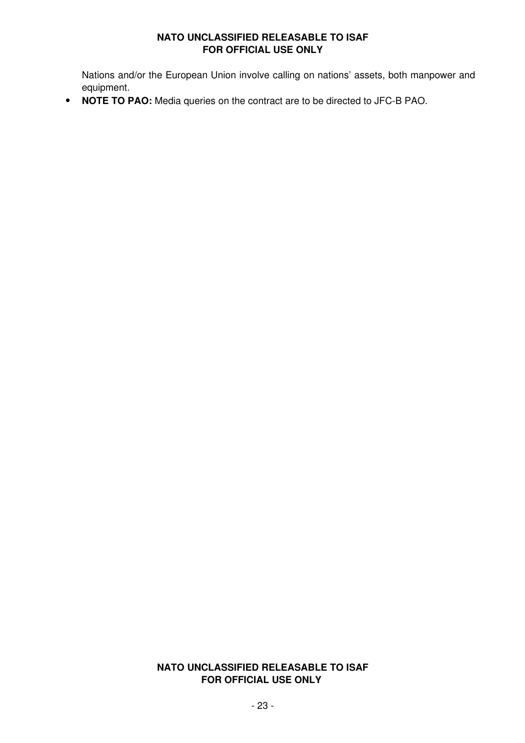Nations and/or the European Union involve calling on nations' assets, both manpower and equipment.

- **NOTE TO PAO:** Media queries on the contract are to be directed to JFC-B PAO.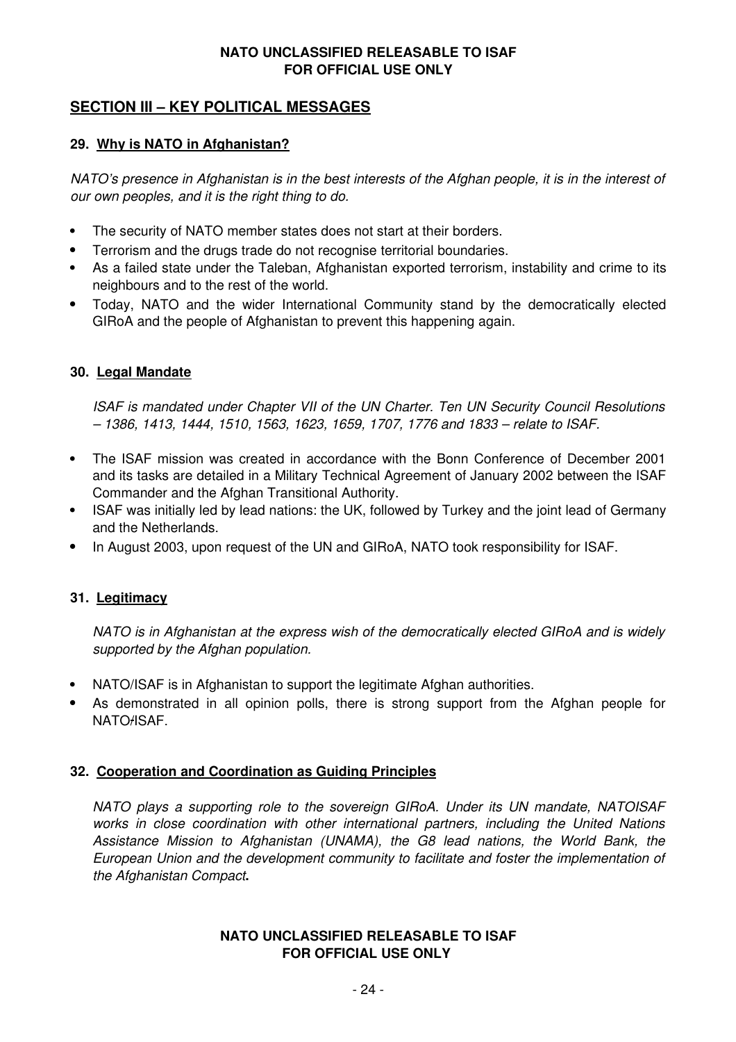## SECTION III – KEY POLITICAL MESSAGES

### 29. Why is NATO in Afghanistan?

*NATO's presence in Afghanistan is in the best interests of the Afghan people, it is in the interest of our own peoples, and it is the right thing to do.*

- The security of NATO member states does not start at their borders.
- Terrorism and the drugs trade do not recognise territorial boundaries.
- As a failed state under the Taleban, Afghanistan exported terrorism, instability and crime to its neighbours and to the rest of the world.
- Today, NATO and the wider International Community stand by the democratically elected GIRoA and the people of Afghanistan to prevent this happening again.

### 30. Legal Mandate

*ISAF is mandated under Chapter VII of the UN Charter. Ten UN Security Council Resolutions – 1386, 1413, 1444, 1510, 1563, 1623, 1659, 1707, 1776 and 1833 – relate to ISAF.*

- The ISAF mission was created in accordance with the Bonn Conference of December 2001 and its tasks are detailed in a Military Technical Agreement of January 2002 between the ISAF Commander and the Afghan Transitional Authority.
- ISAF was initially led by lead nations: the UK, followed by Turkey and the joint lead of Germany and the Netherlands.
- In August 2003, upon request of the UN and GIRoA, NATO took responsibility for ISAF.

### 31. Legitimacy

*NATO is in Afghanistan at the express wish of the democratically elected GIRoA and is widely supported by the Afghan population.*

- NATO/ISAF is in Afghanistan to support the legitimate Afghan authorities.
- As demonstrated in all opinion polls, there is strong support from the Afghan people for NATO/ISAF.

### 32. Cooperation and Coordination as Guiding Principles

*NATO plays a supporting role to the sovereign GIRoA. Under its UN mandate, NATOISAF works in close coordination with other international partners, including the United Nations Assistance Mission to Afghanistan (UNAMA), the G8 lead nations, the World Bank, the European Union and the development community to facilitate and foster the implementation of the Afghanistan Compact.*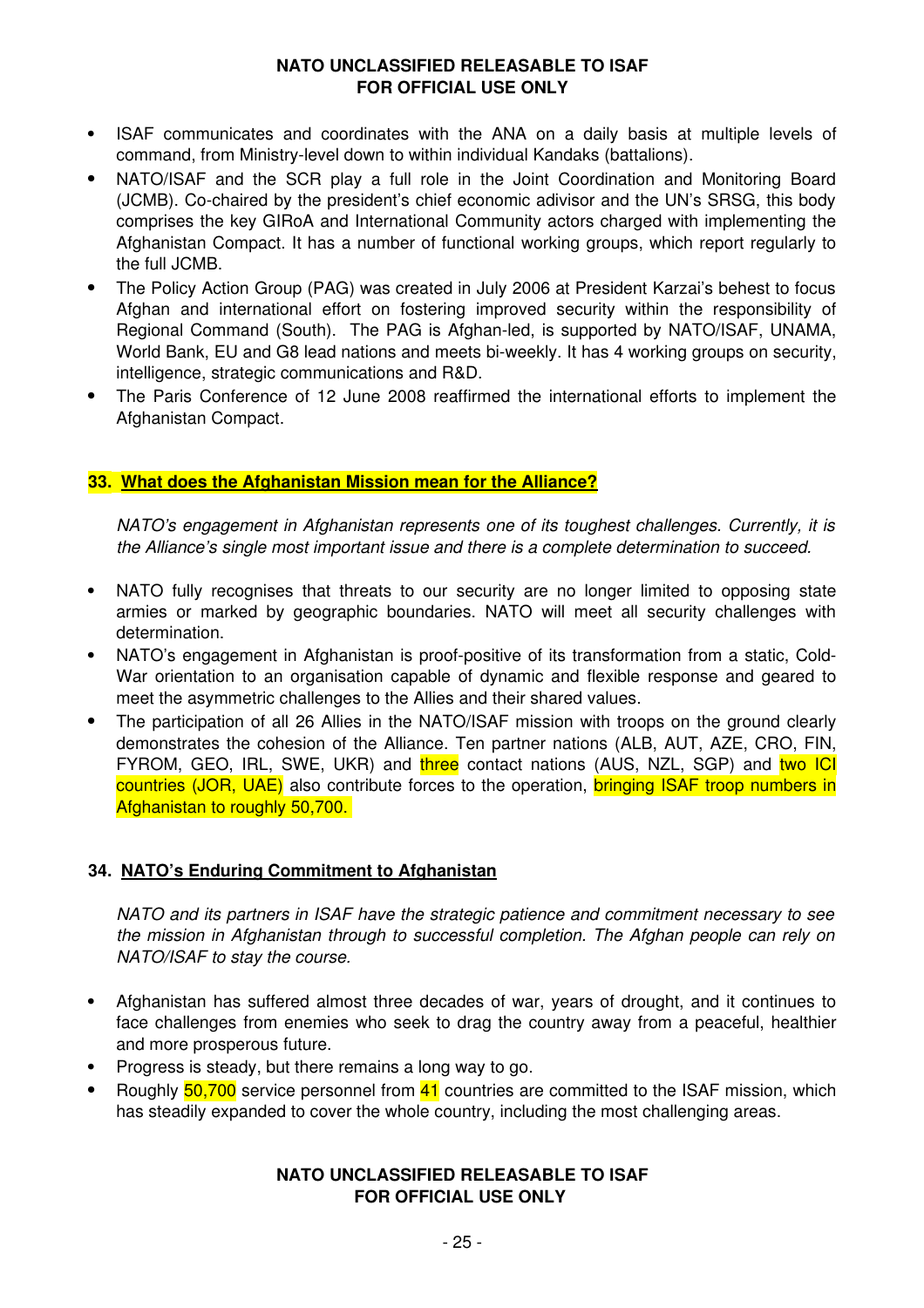- ISAF communicates and coordinates with the ANA on a daily basis at multiple levels of command, from Ministry-level down to within individual Kandaks (battalions).
- NATO/ISAF and the SCR play a full role in the Joint Coordination and Monitoring Board (JCMB). Co-chaired by the president's chief economic advisor and the UN's SRSG, this body comprises the key GIRoA and International Community actors charged with implementing the Afghanistan Compact. It has a number of functional working groups, which report regularly to the full JCMB.
- The Policy Action Group (PAG) was created in July 2006 at President Karzai's behest to focus Afghan and international effort on fostering improved security within the responsibility of Regional Command (South). The PAG is Afghan-led, is supported by NATO/ISAF, UNAMA, World Bank, EU and G8 lead nations and meets bi-weekly. It has 4 working groups on security, intelligence, strategic communications and R&D.
- The Paris Conference of 12 June 2008 reaffirmed the international efforts to implement the Afghanistan Compact.

## 33. <u>What does the Afghanistan Mission mean for the Alliance?</u>

*NATO's engagement in Afghanistan represents one of its toughest challenges. Currently, it is the Alliance's single most important issue and there is a complete determination to succeed.*

- NATO fully recognises that threats to our security are no longer limited to opposing state armies or marked by geographic boundaries. NATO will meet all security challenges with determination.
- NATO's engagement in Afghanistan is proof-positive of its transformation from a static, Cold-War orientation to an organisation capable of dynamic and flexible response and geared to meet the asymmetric challenges to the Allies and their shared values.
- The participation of all 26 Allies in the NATO/ISAF mission with troops on the ground clearly demonstrates the cohesion of the Alliance. Ten partner nations (ALB, AUT, AZE, CRO, FIN, FYROM, GEO, IRL, SWE, UKR) and three contact nations (AUS, NZL, SGP) and two ICI countries (JOR, UAE) also contribute forces to the operation, bringing ISAF troop numbers in Afghanistan to roughly 50,700.

## 34. <u>NATO's Enduring Commitment to Afghanistan</u>

*NATO and its partners in ISAF have the strategic patience and commitment necessary to see the mission in Afghanistan through to successful completion. The Afghan people can rely on NATO/ISAF to stay the course.*

- Afghanistan has suffered almost three decades of war, years of drought, and it continues to face challenges from enemies who seek to drag the country away from a peaceful, healthier and more prosperous future.
- Progress is steady, but there remains a long way to go.
- Roughly 50,700 service personnel from 41 countries are committed to the ISAF mission, which has steadily expanded to cover the whole country, including the most challenging areas.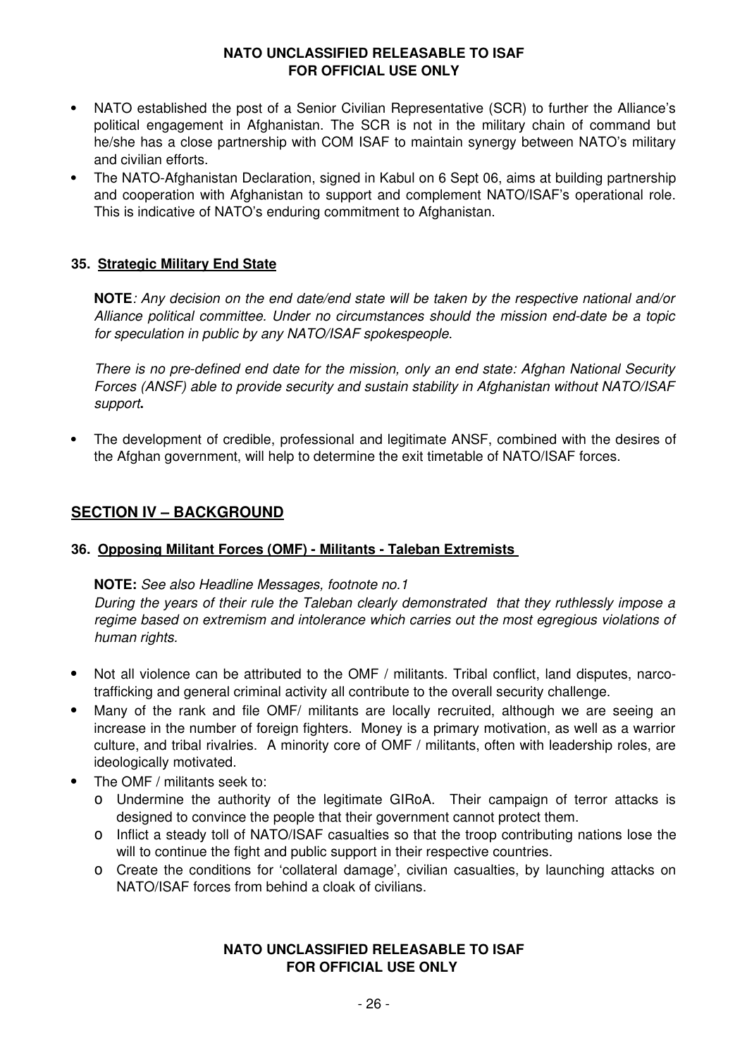- NATO established the post of a Senior Civilian Representative (SCR) to further the Alliance's political engagement in Afghanistan. The SCR is not in the military chain of command but he/she has a close partnership with COM ISAF to maintain synergy between NATO's military and civilian efforts.
- The NATO-Afghanistan Declaration, signed in Kabul on 6 Sept 06, aims at building partnership and cooperation with Afghanistan to support and complement NATO/ISAF's operational role. This is indicative of NATO's enduring commitment to Afghanistan.

### 35. Strategic Military End State

**NOTE**: *Any decision on the end date/end state will be taken by the respective national and/or Alliance political committee. Under no circumstances should the mission end-date be a topic for speculation in public by any NATO/ISAF spokespeople.*

*There is no pre-defined end date for the mission, only an end state: Afghan National Security Forces (ANSF) able to provide security and sustain stability in Afghanistan without NATO/ISAF support.*

- The development of credible, professional and legitimate ANSF, combined with the desires of the Afghan government, will help to determine the exit timetable of NATO/ISAF forces.

## SECTION IV – BACKGROUND

### 36. Opposing Militant Forces (OMF) - Militants - Taleban Extremists

**NOTE:** *See also Headline Messages, footnote no.1*
*During the years of their rule the Taleban clearly demonstrated that they ruthlessly impose a regime based on extremism and intolerance which carries out the most egregious violations of human rights.*

- Not all violence can be attributed to the OMF / militants. Tribal conflict, land disputes, narco-trafficking and general criminal activity all contribute to the overall security challenge.
- Many of the rank and file OMF/ militants are locally recruited, although we are seeing an increase in the number of foreign fighters. Money is a primary motivation, as well as a warrior culture, and tribal rivalries. A minority core of OMF / militants, often with leadership roles, are ideologically motivated.
- The OMF / militants seek to:
  - Undermine the authority of the legitimate GIRoA. Their campaign of terror attacks is designed to convince the people that their government cannot protect them.
  - Inflict a steady toll of NATO/ISAF casualties so that the troop contributing nations lose the will to continue the fight and public support in their respective countries.
  - Create the conditions for 'collateral damage', civilian casualties, by launching attacks on NATO/ISAF forces from behind a cloak of civilians.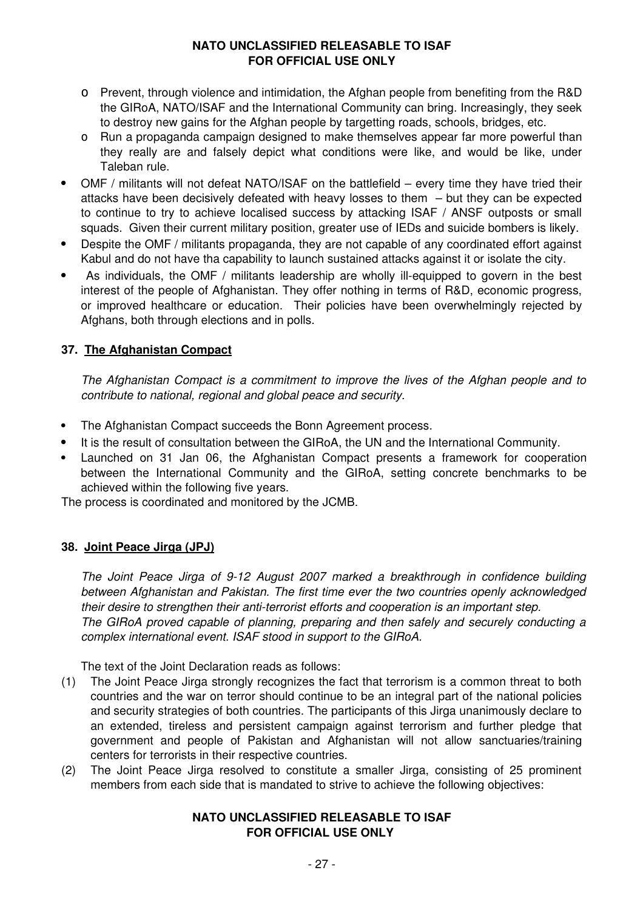- Prevent, through violence and intimidation, the Afghan people from benefiting from the R&D the GIRoA, NATO/ISAF and the International Community can bring. Increasingly, they seek to destroy new gains for the Afghan people by targetting roads, schools, bridges, etc.
- Run a propaganda campaign designed to make themselves appear far more powerful than they really are and falsely depict what conditions were like, and would be like, under Taleban rule.

- OMF / militants will not defeat NATO/ISAF on the battlefield – every time they have tried their attacks have been decisively defeated with heavy losses to them – but they can be expected to continue to try to achieve localised success by attacking ISAF / ANSF outposts or small squads. Given their current military position, greater use of IEDs and suicide bombers is likely.
- Despite the OMF / militants propaganda, they are not capable of any coordinated effort against Kabul and do not have tha capability to launch sustained attacks against it or isolate the city.
- As individuals, the OMF / militants leadership are wholly ill-equipped to govern in the best interest of the people of Afghanistan. They offer nothing in terms of R&D, economic progress, or improved healthcare or education. Their policies have been overwhelmingly rejected by Afghans, both through elections and in polls.

## 37. The Afghanistan Compact

*The Afghanistan Compact is a commitment to improve the lives of the Afghan people and to contribute to national, regional and global peace and security.*

- The Afghanistan Compact succeeds the Bonn Agreement process.
- It is the result of consultation between the GIRoA, the UN and the International Community.
- Launched on 31 Jan 06, the Afghanistan Compact presents a framework for cooperation between the International Community and the GIRoA, setting concrete benchmarks to be achieved within the following five years.

The process is coordinated and monitored by the JCMB.

## 38. Joint Peace Jirga (JPJ)

*The Joint Peace Jirga of 9-12 August 2007 marked a breakthrough in confidence building between Afghanistan and Pakistan. The first time ever the two countries openly acknowledged their desire to strengthen their anti-terrorist efforts and cooperation is an important step.*
*The GIRoA proved capable of planning, preparing and then safely and securely conducting a complex international event. ISAF stood in support to the GIRoA.*

The text of the Joint Declaration reads as follows:

(1) The Joint Peace Jirga strongly recognizes the fact that terrorism is a common threat to both countries and the war on terror should continue to be an integral part of the national policies and security strategies of both countries. The participants of this Jirga unanimously declare to an extended, tireless and persistent campaign against terrorism and further pledge that government and people of Pakistan and Afghanistan will not allow sanctuaries/training centers for terrorists in their respective countries.

(2) The Joint Peace Jirga resolved to constitute a smaller Jirga, consisting of 25 prominent members from each side that is mandated to strive to achieve the following objectives: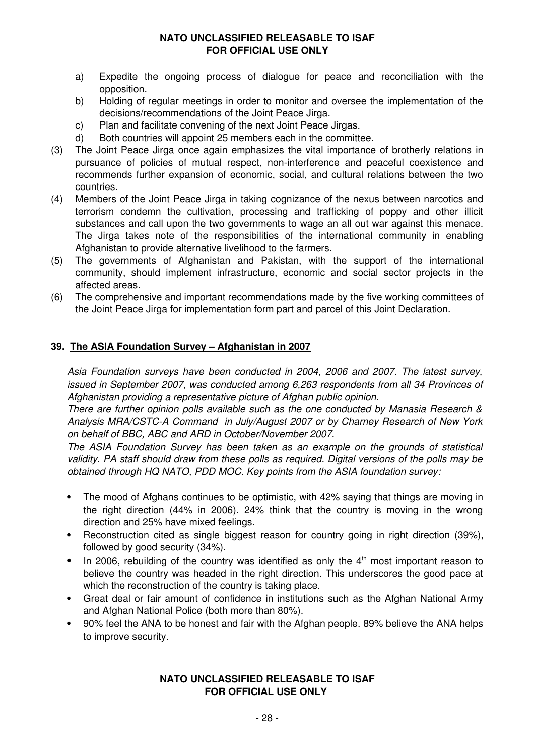a) Expedite the ongoing process of dialogue for peace and reconciliation with the opposition.
b) Holding of regular meetings in order to monitor and oversee the implementation of the decisions/recommendations of the Joint Peace Jirga.
c) Plan and facilitate convening of the next Joint Peace Jirgas.
d) Both countries will appoint 25 members each in the committee.

(3) The Joint Peace Jirga once again emphasizes the vital importance of brotherly relations in pursuance of policies of mutual respect, non-interference and peaceful coexistence and recommends further expansion of economic, social, and cultural relations between the two countries.

(4) Members of the Joint Peace Jirga in taking cognizance of the nexus between narcotics and terrorism condemn the cultivation, processing and trafficking of poppy and other illicit substances and call upon the two governments to wage an all out war against this menace. The Jirga takes note of the responsibilities of the international community in enabling Afghanistan to provide alternative livelihood to the farmers.

(5) The governments of Afghanistan and Pakistan, with the support of the international community, should implement infrastructure, economic and social sector projects in the affected areas.

(6) The comprehensive and important recommendations made by the five working committees of the Joint Peace Jirga for implementation form part and parcel of this Joint Declaration.

## 39. The ASIA Foundation Survey – Afghanistan in 2007

*Asia Foundation surveys have been conducted in 2004, 2006 and 2007. The latest survey, issued in September 2007, was conducted among 6,263 respondents from all 34 Provinces of Afghanistan providing a representative picture of Afghan public opinion.*

*There are further opinion polls available such as the one conducted by Manasia Research & Analysis MRA/CSTC-A Command in July/August 2007 or by Charney Research of New York on behalf of BBC, ABC and ARD in October/November 2007.*

*The ASIA Foundation Survey has been taken as an example on the grounds of statistical validity. PA staff should draw from these polls as required. Digital versions of the polls may be obtained through HQ NATO, PDD MOC. Key points from the ASIA foundation survey:*

- The mood of Afghans continues to be optimistic, with 42% saying that things are moving in the right direction (44% in 2006). 24% think that the country is moving in the wrong direction and 25% have mixed feelings.
- Reconstruction cited as single biggest reason for country going in right direction (39%), followed by good security (34%).
- In 2006, rebuilding of the country was identified as only the 4th most important reason to believe the country was headed in the right direction. This underscores the good pace at which the reconstruction of the country is taking place.
- Great deal or fair amount of confidence in institutions such as the Afghan National Army and Afghan National Police (both more than 80%).
- 90% feel the ANA to be honest and fair with the Afghan people. 89% believe the ANA helps to improve security.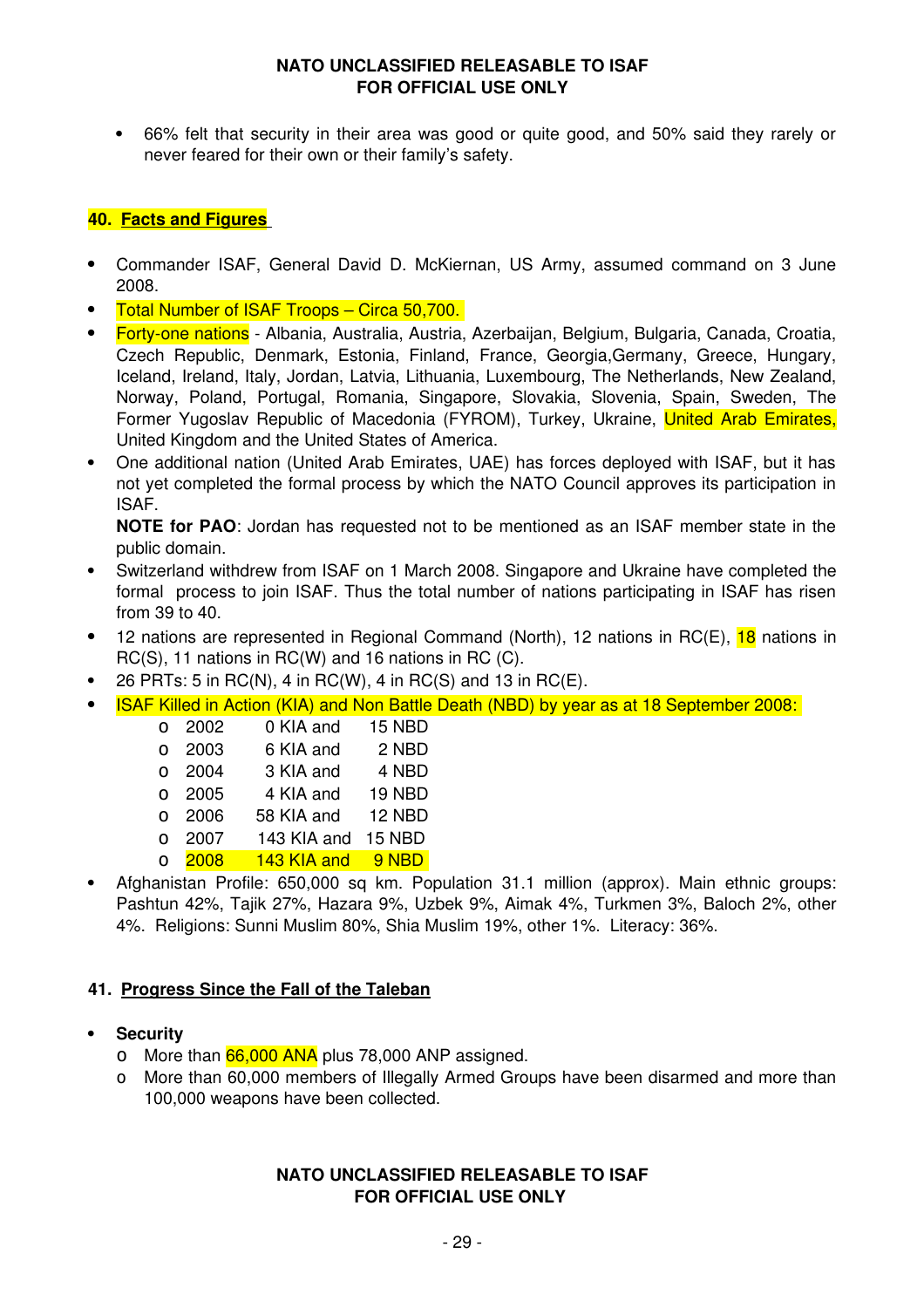- 66% felt that security in their area was good or quite good, and 50% said they rarely or never feared for their own or their family's safety.

## 40. Facts and Figures

- Commander ISAF, General David D. McKiernan, US Army, assumed command on 3 June 2008.
- Total Number of ISAF Troops – Circa 50,700.
- Forty-one nations - Albania, Australia, Austria, Azerbaijan, Belgium, Bulgaria, Canada, Croatia, Czech Republic, Denmark, Estonia, Finland, France, Georgia,Germany, Greece, Hungary, Iceland, Ireland, Italy, Jordan, Latvia, Lithuania, Luxembourg, The Netherlands, New Zealand, Norway, Poland, Portugal, Romania, Singapore, Slovakia, Slovenia, Spain, Sweden, The Former Yugoslav Republic of Macedonia (FYROM), Turkey, Ukraine, United Arab Emirates, United Kingdom and the United States of America.
- One additional nation (United Arab Emirates, UAE) has forces deployed with ISAF, but it has not yet completed the formal process by which the NATO Council approves its participation in ISAF.

  **NOTE for PAO**: Jordan has requested not to be mentioned as an ISAF member state in the public domain.
- Switzerland withdrew from ISAF on 1 March 2008. Singapore and Ukraine have completed the formal process to join ISAF. Thus the total number of nations participating in ISAF has risen from 39 to 40.
- 12 nations are represented in Regional Command (North), 12 nations in RC(E), 18 nations in RC(S), 11 nations in RC(W) and 16 nations in RC (C).
- 26 PRTs: 5 in RC(N), 4 in RC(W), 4 in RC(S) and 13 in RC(E).
- ISAF Killed in Action (KIA) and Non Battle Death (NBD) by year as at 18 September 2008:
  - 2002 0 KIA and 15 NBD
  - 2003 6 KIA and 2 NBD
  - 2004 3 KIA and 4 NBD
  - 2005 4 KIA and 19 NBD
  - 2006 58 KIA and 12 NBD
  - 2007 143 KIA and 15 NBD
  - 2008 143 KIA and 9 NBD
- Afghanistan Profile: 650,000 sq km. Population 31.1 million (approx). Main ethnic groups: Pashtun 42%, Tajik 27%, Hazara 9%, Uzbek 9%, Aimak 4%, Turkmen 3%, Baloch 2%, other 4%. Religions: Sunni Muslim 80%, Shia Muslim 19%, other 1%. Literacy: 36%.

## 41. Progress Since the Fall of the Taleban

- **Security**
  - More than 66,000 ANA plus 78,000 ANP assigned.
  - More than 60,000 members of Illegally Armed Groups have been disarmed and more than 100,000 weapons have been collected.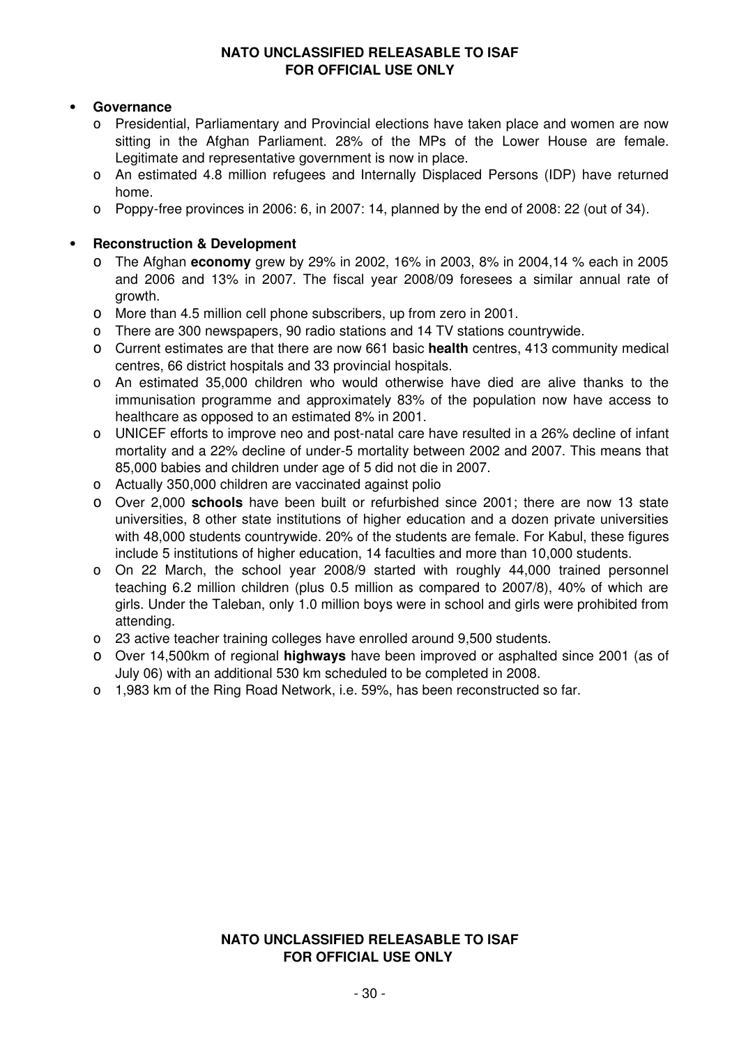- **Governance**
  - Presidential, Parliamentary and Provincial elections have taken place and women are now sitting in the Afghan Parliament. 28% of the MPs of the Lower House are female. Legitimate and representative government is now in place.
  - An estimated 4.8 million refugees and Internally Displaced Persons (IDP) have returned home.
  - Poppy-free provinces in 2006: 6, in 2007: 14, planned by the end of 2008: 22 (out of 34).

- **Reconstruction & Development**
  - The Afghan **economy** grew by 29% in 2002, 16% in 2003, 8% in 2004,14 % each in 2005 and 2006 and 13% in 2007. The fiscal year 2008/09 foresees a similar annual rate of growth.
  - More than 4.5 million cell phone subscribers, up from zero in 2001.
  - There are 300 newspapers, 90 radio stations and 14 TV stations countrywide.
  - Current estimates are that there are now 661 basic **health** centres, 413 community medical centres, 66 district hospitals and 33 provincial hospitals.
  - An estimated 35,000 children who would otherwise have died are alive thanks to the immunisation programme and approximately 83% of the population now have access to healthcare as opposed to an estimated 8% in 2001.
  - UNICEF efforts to improve neo and post-natal care have resulted in a 26% decline of infant mortality and a 22% decline of under-5 mortality between 2002 and 2007. This means that 85,000 babies and children under age of 5 did not die in 2007.
  - Actually 350,000 children are vaccinated against polio
  - Over 2,000 **schools** have been built or refurbished since 2001; there are now 13 state universities, 8 other state institutions of higher education and a dozen private universities with 48,000 students countrywide. 20% of the students are female. For Kabul, these figures include 5 institutions of higher education, 14 faculties and more than 10,000 students.
  - On 22 March, the school year 2008/9 started with roughly 44,000 trained personnel teaching 6.2 million children (plus 0.5 million as compared to 2007/8), 40% of which are girls. Under the Taleban, only 1.0 million boys were in school and girls were prohibited from attending.
  - 23 active teacher training colleges have enrolled around 9,500 students.
  - Over 14,500km of regional **highways** have been improved or asphalted since 2001 (as of July 06) with an additional 530 km scheduled to be completed in 2008.
  - 1,983 km of the Ring Road Network, i.e. 59%, has been reconstructed so far.